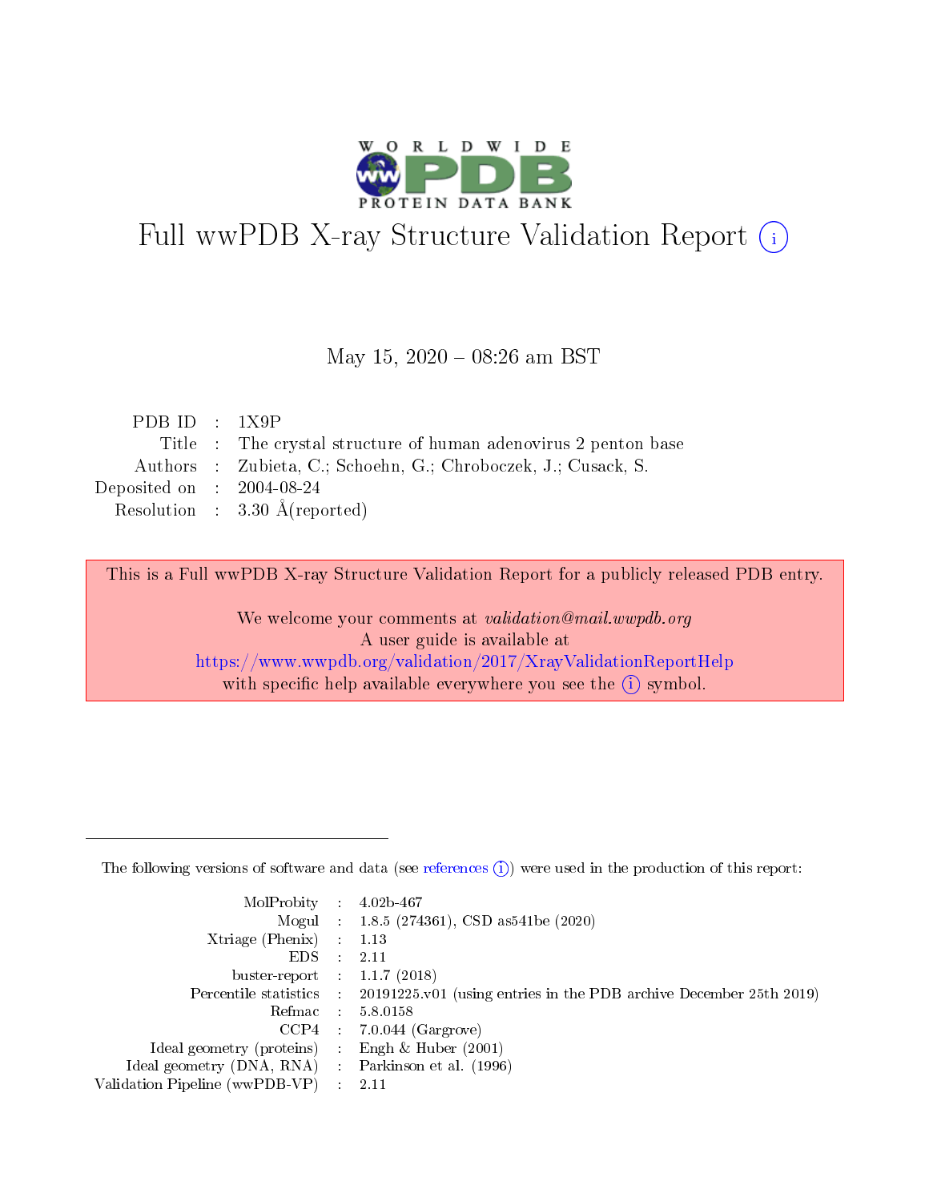# Full wwPDB X-ray Structure Validation Report (i)

May 15, 2020 – 08:26 am BST

| | | |
|---|---|---|
| PDB ID | : | 1X9P |
| Title | : | The crystal structure of human adenovirus 2 penton base |
| Authors | : | Zubieta, C.; Schoehn, G.; Chroboczek, J.; Cusack, S. |
| Deposited on | : | 2004-08-24 |
| Resolution | : | 3.30 Å(reported) |

This is a Full wwPDB X-ray Structure Validation Report for a publicly released PDB entry.

We welcome your comments at *validation@mail.wwpdb.org*
A user guide is available at
https://www.wwpdb.org/validation/2017/XrayValidationReportHelp
with specific help available everywhere you see the (i) symbol.

---

The following versions of software and data (see references (i)) were used in the production of this report:

| | | |
|---|---|---|
| MolProbity | : | 4.02b-467 |
| Mogul | : | 1.8.5 (274361), CSD as541be (2020) |
| Xtriage (Phenix) | : | 1.13 |
| EDS | : | 2.11 |
| buster-report | : | 1.1.7 (2018) |
| Percentile statistics | : | 20191225.v01 (using entries in the PDB archive December 25th 2019) |
| Refmac | : | 5.8.0158 |
| CCP4 | : | 7.0.044 (Gargrove) |
| Ideal geometry (proteins) | : | Engh & Huber (2001) |
| Ideal geometry (DNA, RNA) | : | Parkinson et al. (1996) |
| Validation Pipeline (wwPDB-VP) | : | 2.11 |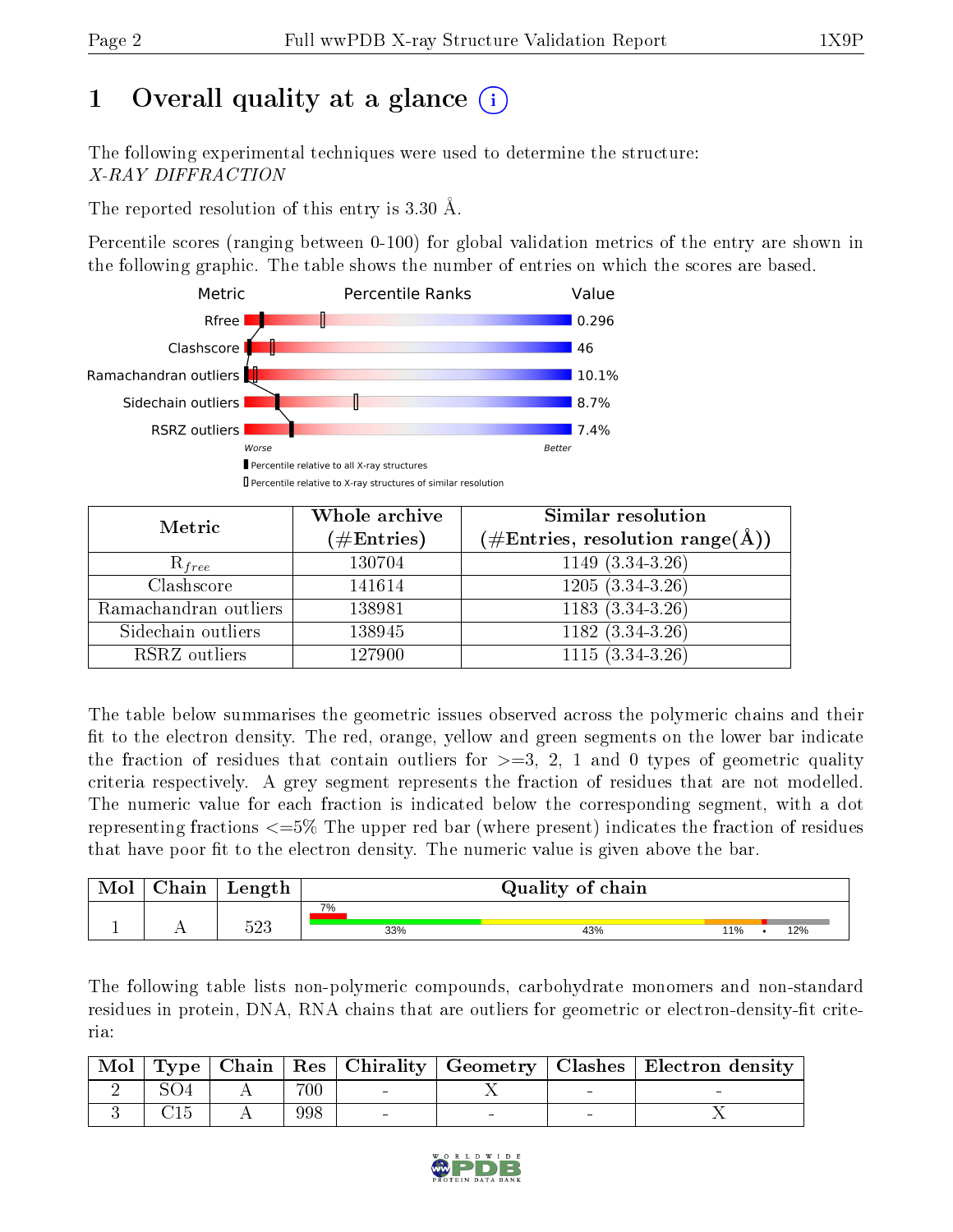# 1 Overall quality at a glance

The following experimental techniques were used to determine the structure: *X-RAY DIFFRACTION*

The reported resolution of this entry is 3.30 Å.

Percentile scores (ranging between 0-100) for global validation metrics of the entry are shown in the following graphic. The table shows the number of entries on which the scores are based.

| Metric | Value |
|---|---|
| Rfree | 0.296 |
| Clashscore | 46 |
| Ramachandran outliers | 10.1% |
| Sidechain outliers | 8.7% |
| RSRZ outliers | 7.4% |

Worse — Better

Percentile relative to all X-ray structures

Percentile relative to X-ray structures of similar resolution

| Metric | Whole archive (#Entries) | Similar resolution (#Entries, resolution range(Å)) |
|---|---|---|
| $R_{free}$ | 130704 | 1149 (3.34-3.26) |
| Clashscore | 141614 | 1205 (3.34-3.26) |
| Ramachandran outliers | 138981 | 1183 (3.34-3.26) |
| Sidechain outliers | 138945 | 1182 (3.34-3.26) |
| RSRZ outliers | 127900 | 1115 (3.34-3.26) |

The table below summarises the geometric issues observed across the polymeric chains and their fit to the electron density. The red, orange, yellow and green segments on the lower bar indicate the fraction of residues that contain outliers for >=3, 2, 1 and 0 types of geometric quality criteria respectively. A grey segment represents the fraction of residues that are not modelled. The numeric value for each fraction is indicated below the corresponding segment, with a dot representing fractions <=5% The upper red bar (where present) indicates the fraction of residues that have poor fit to the electron density. The numeric value is given above the bar.

| Mol | Chain | Length | Quality of chain |
|---|---|---|---|
| 1 | A | 523 | 7% (poor fit); 33%, 43%, 11%, •, 12% |

The following table lists non-polymeric compounds, carbohydrate monomers and non-standard residues in protein, DNA, RNA chains that are outliers for geometric or electron-density-fit criteria:

| Mol | Type | Chain | Res | Chirality | Geometry | Clashes | Electron density |
|---|---|---|---|---|---|---|---|
| 2 | SO4 | A | 700 | - | X | - | - |
| 3 | C15 | A | 998 | - | - | - | X |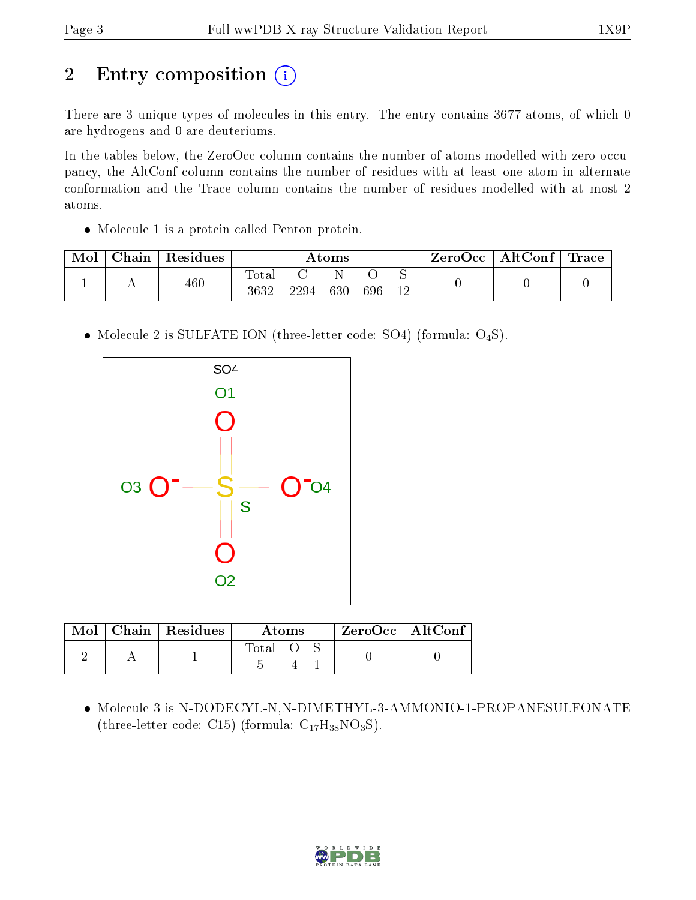# 2 Entry composition (i)

There are 3 unique types of molecules in this entry. The entry contains 3677 atoms, of which 0 are hydrogens and 0 are deuteriums.

In the tables below, the ZeroOcc column contains the number of atoms modelled with zero occupancy, the AltConf column contains the number of residues with at least one atom in alternate conformation and the Trace column contains the number of residues modelled with at most 2 atoms.

- Molecule 1 is a protein called Penton protein.

| Mol | Chain | Residues | Atoms | | | | | ZeroOcc | AltConf | Trace |
|---|---|---|---|---|---|---|---|---|---|---|
| | | | Total | C | N | O | S | | | |
| 1 | A | 460 | 3632 | 2294 | 630 | 696 | 12 | 0 | 0 | 0 |

- Molecule 2 is SULFATE ION (three-letter code: SO4) (formula: $O_4S$).

| Mol | Chain | Residues | Atoms | | | ZeroOcc | AltConf |
|---|---|---|---|---|---|---|---|
| | | | Total | O | S | | |
| 2 | A | 1 | 5 | 4 | 1 | 0 | 0 |

- Molecule 3 is N-DODECYL-N,N-DIMETHYL-3-AMMONIO-1-PROPANESULFONATE (three-letter code: C15) (formula: $C_{17}H_{38}NO_3S$).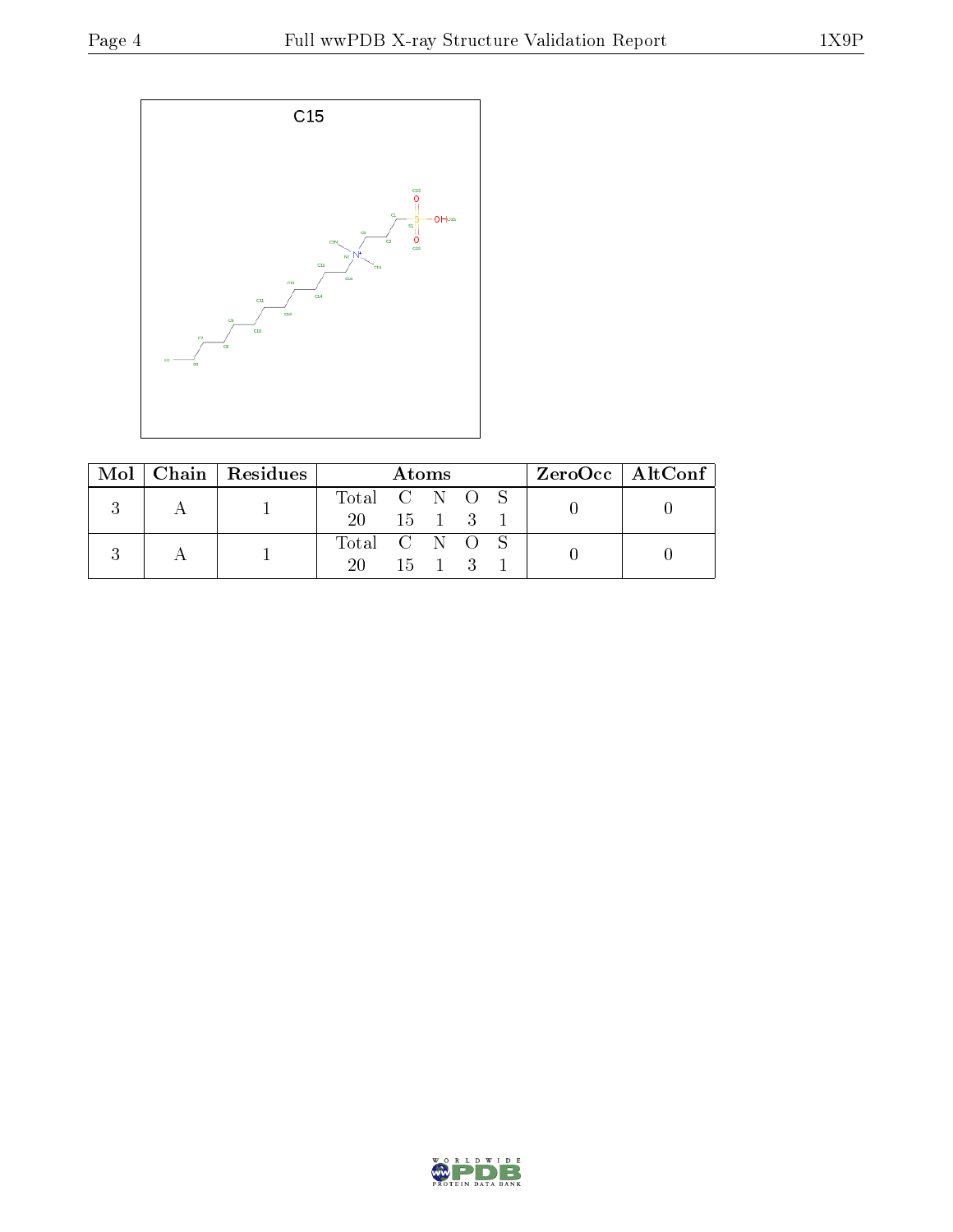C15

| Mol | Chain | Residues | Atoms | | | | | ZeroOcc | AltConf |
|---|---|---|---|---|---|---|---|---|---|
| | | | Total | C | N | O | S | | |
| 3 | A | 1 | 20 | 15 | 1 | 3 | 1 | 0 | 0 |
| 3 | A | 1 | 20 | 15 | 1 | 3 | 1 | 0 | 0 |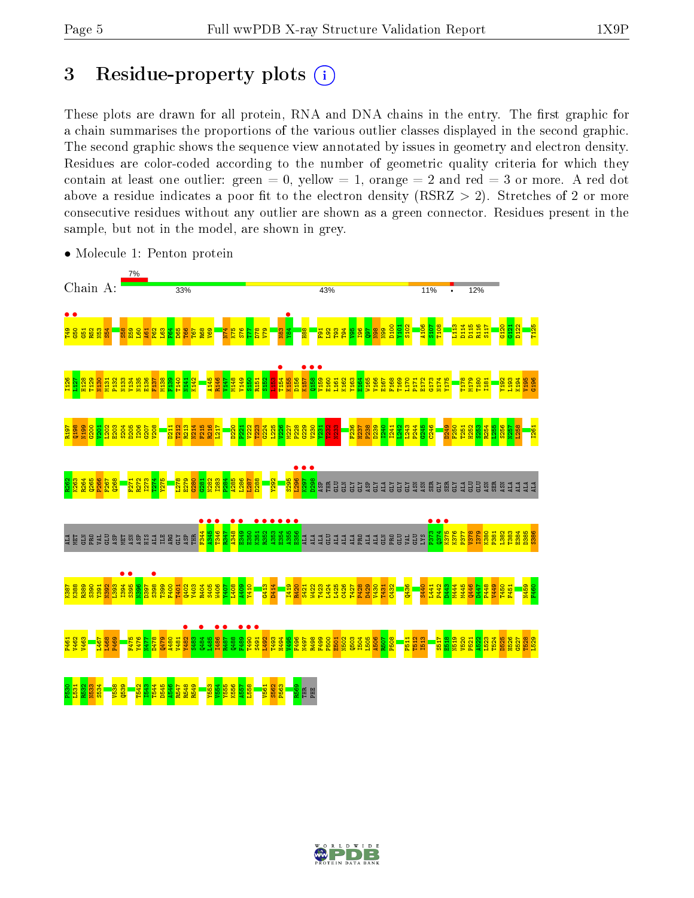# 3 Residue-property plots

These plots are drawn for all protein, RNA and DNA chains in the entry. The first graphic for a chain summarises the proportions of the various outlier classes displayed in the second graphic. The second graphic shows the sequence view annotated by issues in geometry and electron density. Residues are color-coded according to the number of geometric quality criteria for which they contain at least one outlier: green = 0, yellow = 1, orange = 2 and red = 3 or more. A red dot above a residue indicates a poor fit to the electron density (RSRZ > 2). Stretches of 2 or more consecutive residues without any outlier are shown as a green connector. Residues present in the sample, but not in the model, are shown in grey.

- Molecule 1: Penton protein

Chain A: 7% | 33% | 43% | 11% | • | 12%

T49 G50 G51 R52 N53 S54 S58 E59 L60 A61 P62 L63 F64 D65 T66 T67 R68 V69 N74 K75 S76 T77 D78 V79 N83 Y84 H88 F91 L92 T93 T94 Y95 I96 Q97 N98 N99 D100 Y101 S102 A106 S107 T108 L113 D114 D115 R116 S117 G120 G121 D122 T125 I126 L127 N128 T129 N130 M131 P132 N133 V134 N135 E136 F137 M138 F139 T140 N141 K142 A145 R146 V147 M148 V149 S150 R151 S152 L153 T154 K155 D156 K157 Q158 V159 E160 L161 K162 Y163 E164 W165 V166 E167 F168 L169 P170 P171 E172 G173 N174 Y175 T178 M179 T180 I181 Y192 L193 K194 V195 G196 R197 Q198 N199 G200 V201 L202 E203 S204 D205 I206 G207 V208 D211 T212 R213 N214 F215 R216 L217 D220 P221 V222 T223 G224 L225 V226 M227 P228 G229 V230 Y231 T232 N233 F236 H237 P238 D239 I240 I241 L242 L243 P244 G245 C246 D249 F250 T251 H252 S253 R254 L255 S256 N257 L258 I261 K262 R263 K264 Q265 P266 F267 Q268 F271 R272 I273 T274 Y275 L278 E279 G280 G281 N282 I283 P284 A285 L286 L287 D288 Y292 S295 L296 K297 D298 ASP THR GLU GLN GLY GLY ASP GLY ALA GLY GLY ASN ASN SER GLY SER GLY ALA GLU GLU ASN SER ASN ALA ALA ALA ALA MET GLN PRO VAL GLU ASP MET ASN ASP HIS ALA ILE ARG GLY ASP THR F344 A345 T346 R347 A348 E349 E350 K351 R352 A353 E354 A355 E356 ALA ALA ALA GLU ALA ALA ALA PRO ALA ALA GLN PRO GLU VAL GLU LYS P373 Q374 K375 K376 P377 V378 I379 K380 P381 L382 T383 E384 D385 S386 K387 K388 R389 S390 Y391 N392 L393 I394 S395 N396 D397 S398 T399 F400 T401 Q402 Y403 R404 S405 W406 Y407 L408 A409 Y410 G413 D414 I419 R420 S421 W422 T423 L424 L425 C426 T427 P428 D429 V430 T431 C432 Q436 S440 L441 P442 D443 M444 M445 Q446 D447 P448 V449 T450 F451 N459 F460 P461 F462 V463 I467 L468 P469 F475 V476 N477 D478 Q479 A480 V481 Y482 S483 Q484 L485 I486 R487 Q488 F489 T490 S491 L492 T493 H494 V495 F496 N497 R498 F499 P500 E501 N502 Q503 I504 L505 A506 R507 P508 P511 T512 I513 S517 E518 N519 V520 P521 A522 L523 T524 D525 H526 G527 T528 L529 P530 L531 R532 N533 S534 V538 Q539 T542 I543 T544 D545 A546 R547 R548 R549 V553 V554 Y555 K556 A557 L558 V561 S562 P563 R569 THR PHE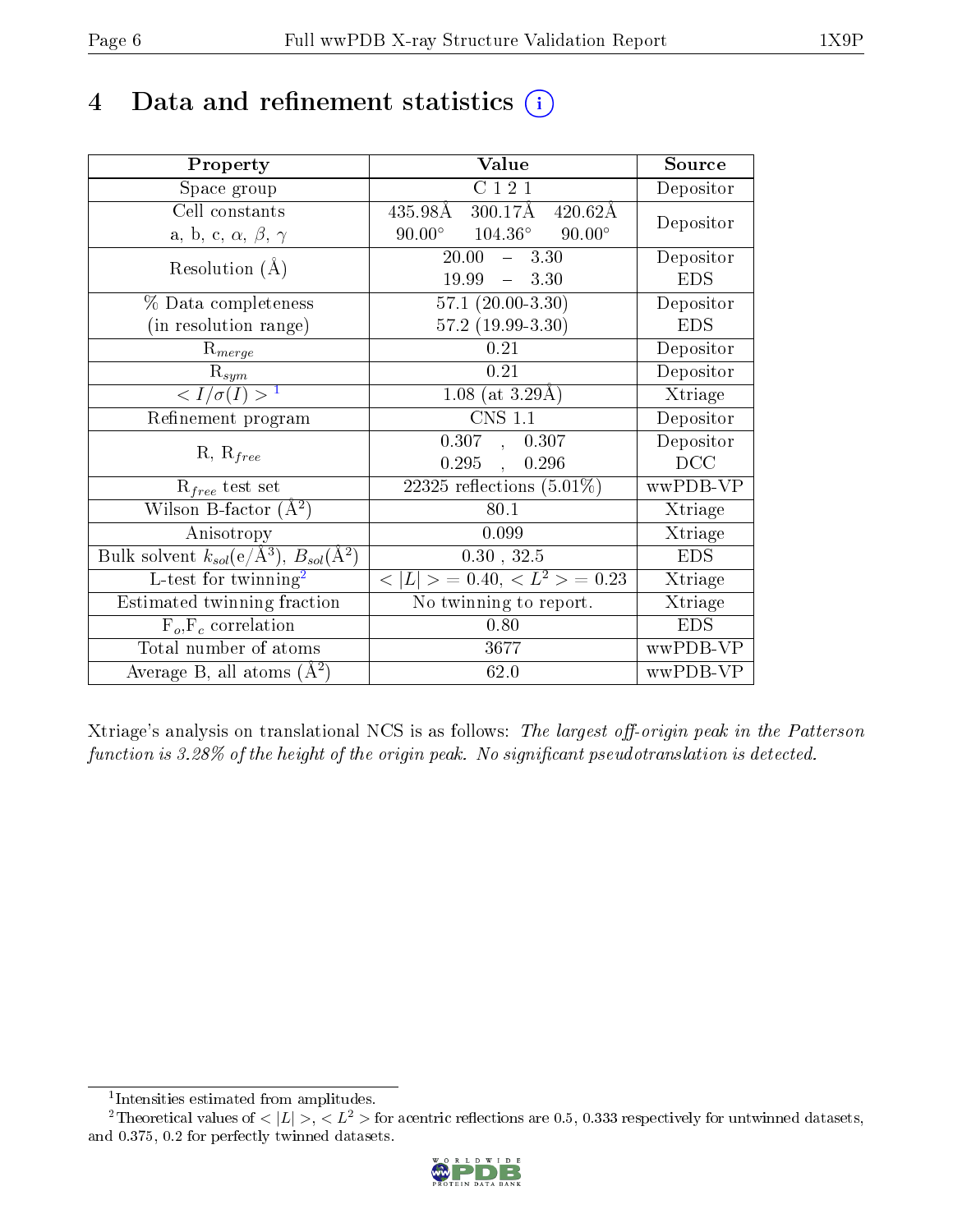# 4 Data and refinement statistics

| Property | Value | Source |
|---|---|---|
| Space group | C 1 2 1 | Depositor |
| Cell constants<br>a, b, c, $\alpha$, $\beta$, $\gamma$ | 435.98Å 300.17Å 420.62Å<br>90.00° 104.36° 90.00° | Depositor |
| Resolution (Å) | 20.00 – 3.30<br>19.99 – 3.30 | Depositor<br>EDS |
| % Data completeness<br>(in resolution range) | 57.1 (20.00-3.30)<br>57.2 (19.99-3.30) | Depositor<br>EDS |
| $R_{merge}$ | 0.21 | Depositor |
| $R_{sym}$ | 0.21 | Depositor |
| $< I/\sigma(I) >$ [1] | 1.08 (at 3.29Å) | Xtriage |
| Refinement program | CNS 1.1 | Depositor |
| R, $R_{free}$ | 0.307 , 0.307<br>0.295 , 0.296 | Depositor<br>DCC |
| $R_{free}$ test set | 22325 reflections (5.01%) | wwPDB-VP |
| Wilson B-factor (Å$^2$) | 80.1 | Xtriage |
| Anisotropy | 0.099 | Xtriage |
| Bulk solvent $k_{sol}$(e/Å$^3$), $B_{sol}$(Å$^2$) | 0.30 , 32.5 | EDS |
| L-test for twinning[2] | $< \|L\| >$ = 0.40, $< L^2 >$ = 0.23 | Xtriage |
| Estimated twinning fraction | No twinning to report. | Xtriage |
| $F_o$,$F_c$ correlation | 0.80 | EDS |
| Total number of atoms | 3677 | wwPDB-VP |
| Average B, all atoms (Å$^2$) | 62.0 | wwPDB-VP |

Xtriage's analysis on translational NCS is as follows: *The largest off-origin peak in the Patterson function is 3.28% of the height of the origin peak. No significant pseudotranslation is detected.*

[1] Intensities estimated from amplitudes.

[2] Theoretical values of $< |L| >$, $< L^2 >$ for acentric reflections are 0.5, 0.333 respectively for untwinned datasets, and 0.375, 0.2 for perfectly twinned datasets.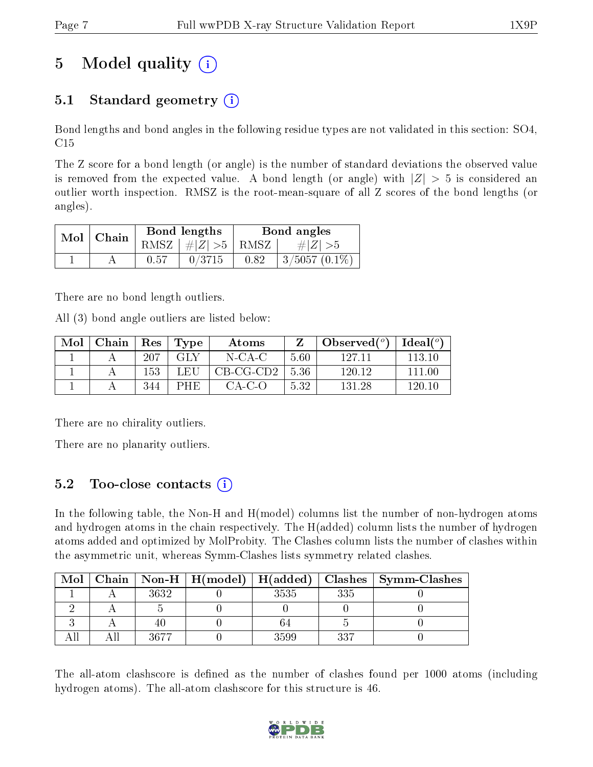# 5 Model quality (i)

## 5.1 Standard geometry (i)

Bond lengths and bond angles in the following residue types are not validated in this section: SO4, C15

The Z score for a bond length (or angle) is the number of standard deviations the observed value is removed from the expected value. A bond length (or angle) with $|Z| > 5$ is considered an outlier worth inspection. RMSZ is the root-mean-square of all Z scores of the bond lengths (or angles).

| Mol | Chain | Bond lengths | | Bond angles | |
|---|---|---|---|---|---|
| | | RMSZ | $\#\|Z\| >5$ | RMSZ | $\#\|Z\| >5$ |
| 1 | A | 0.57 | 0/3715 | 0.82 | 3/5057 (0.1%) |

There are no bond length outliers.

All (3) bond angle outliers are listed below:

| Mol | Chain | Res | Type | Atoms | Z | Observed(°) | Ideal(°) |
|---|---|---|---|---|---|---|---|
| 1 | A | 207 | GLY | N-CA-C | 5.60 | 127.11 | 113.10 |
| 1 | A | 153 | LEU | CB-CG-CD2 | 5.36 | 120.12 | 111.00 |
| 1 | A | 344 | PHE | CA-C-O | 5.32 | 131.28 | 120.10 |

There are no chirality outliers.

There are no planarity outliers.

## 5.2 Too-close contacts (i)

In the following table, the Non-H and H(model) columns list the number of non-hydrogen atoms and hydrogen atoms in the chain respectively. The H(added) column lists the number of hydrogen atoms added and optimized by MolProbity. The Clashes column lists the number of clashes within the asymmetric unit, whereas Symm-Clashes lists symmetry related clashes.

| Mol | Chain | Non-H | H(model) | H(added) | Clashes | Symm-Clashes |
|---|---|---|---|---|---|---|
| 1 | A | 3632 | 0 | 3535 | 335 | 0 |
| 2 | A | 5 | 0 | 0 | 0 | 0 |
| 3 | A | 40 | 0 | 64 | 5 | 0 |
| All | All | 3677 | 0 | 3599 | 337 | 0 |

The all-atom clashscore is defined as the number of clashes found per 1000 atoms (including hydrogen atoms). The all-atom clashscore for this structure is 46.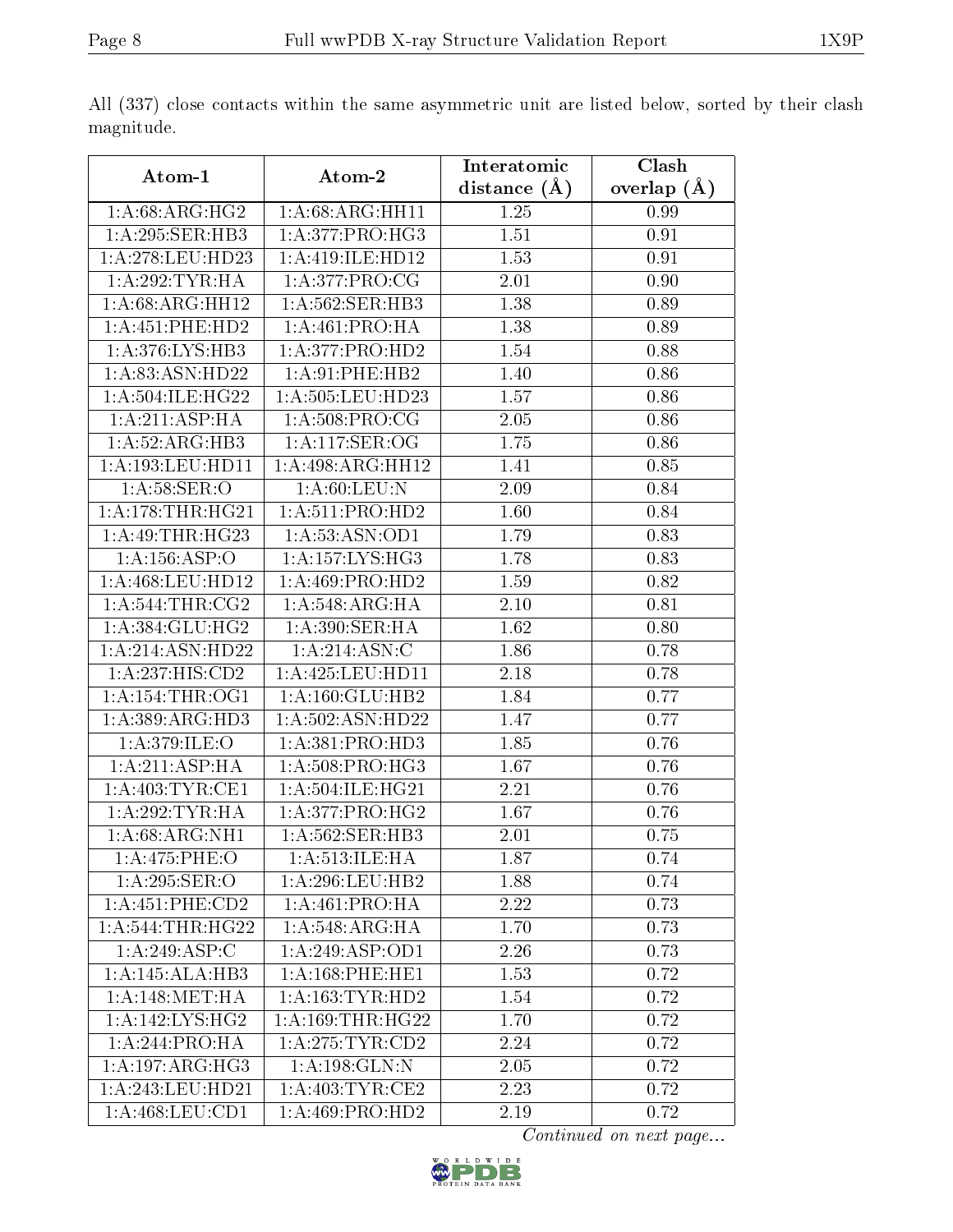All (337) close contacts within the same asymmetric unit are listed below, sorted by their clash magnitude.

| Atom-1 | Atom-2 | Interatomic distance (Å) | Clash overlap (Å) |
|---|---|---|---|
| 1:A:68:ARG:HG2 | 1:A:68:ARG:HH11 | 1.25 | 0.99 |
| 1:A:295:SER:HB3 | 1:A:377:PRO:HG3 | 1.51 | 0.91 |
| 1:A:278:LEU:HD23 | 1:A:419:ILE:HD12 | 1.53 | 0.91 |
| 1:A:292:TYR:HA | 1:A:377:PRO:CG | 2.01 | 0.90 |
| 1:A:68:ARG:HH12 | 1:A:562:SER:HB3 | 1.38 | 0.89 |
| 1:A:451:PHE:HD2 | 1:A:461:PRO:HA | 1.38 | 0.89 |
| 1:A:376:LYS:HB3 | 1:A:377:PRO:HD2 | 1.54 | 0.88 |
| 1:A:83:ASN:HD22 | 1:A:91:PHE:HB2 | 1.40 | 0.86 |
| 1:A:504:ILE:HG22 | 1:A:505:LEU:HD23 | 1.57 | 0.86 |
| 1:A:211:ASP:HA | 1:A:508:PRO:CG | 2.05 | 0.86 |
| 1:A:52:ARG:HB3 | 1:A:117:SER:OG | 1.75 | 0.86 |
| 1:A:193:LEU:HD11 | 1:A:498:ARG:HH12 | 1.41 | 0.85 |
| 1:A:58:SER:O | 1:A:60:LEU:N | 2.09 | 0.84 |
| 1:A:178:THR:HG21 | 1:A:511:PRO:HD2 | 1.60 | 0.84 |
| 1:A:49:THR:HG23 | 1:A:53:ASN:OD1 | 1.79 | 0.83 |
| 1:A:156:ASP:O | 1:A:157:LYS:HG3 | 1.78 | 0.83 |
| 1:A:468:LEU:HD12 | 1:A:469:PRO:HD2 | 1.59 | 0.82 |
| 1:A:544:THR:CG2 | 1:A:548:ARG:HA | 2.10 | 0.81 |
| 1:A:384:GLU:HG2 | 1:A:390:SER:HA | 1.62 | 0.80 |
| 1:A:214:ASN:HD22 | 1:A:214:ASN:C | 1.86 | 0.78 |
| 1:A:237:HIS:CD2 | 1:A:425:LEU:HD11 | 2.18 | 0.78 |
| 1:A:154:THR:OG1 | 1:A:160:GLU:HB2 | 1.84 | 0.77 |
| 1:A:389:ARG:HD3 | 1:A:502:ASN:HD22 | 1.47 | 0.77 |
| 1:A:379:ILE:O | 1:A:381:PRO:HD3 | 1.85 | 0.76 |
| 1:A:211:ASP:HA | 1:A:508:PRO:HG3 | 1.67 | 0.76 |
| 1:A:403:TYR:CE1 | 1:A:504:ILE:HG21 | 2.21 | 0.76 |
| 1:A:292:TYR:HA | 1:A:377:PRO:HG2 | 1.67 | 0.76 |
| 1:A:68:ARG:NH1 | 1:A:562:SER:HB3 | 2.01 | 0.75 |
| 1:A:475:PHE:O | 1:A:513:ILE:HA | 1.87 | 0.74 |
| 1:A:295:SER:O | 1:A:296:LEU:HB2 | 1.88 | 0.74 |
| 1:A:451:PHE:CD2 | 1:A:461:PRO:HA | 2.22 | 0.73 |
| 1:A:544:THR:HG22 | 1:A:548:ARG:HA | 1.70 | 0.73 |
| 1:A:249:ASP:C | 1:A:249:ASP:OD1 | 2.26 | 0.73 |
| 1:A:145:ALA:HB3 | 1:A:168:PHE:HE1 | 1.53 | 0.72 |
| 1:A:148:MET:HA | 1:A:163:TYR:HD2 | 1.54 | 0.72 |
| 1:A:142:LYS:HG2 | 1:A:169:THR:HG22 | 1.70 | 0.72 |
| 1:A:244:PRO:HA | 1:A:275:TYR:CD2 | 2.24 | 0.72 |
| 1:A:197:ARG:HG3 | 1:A:198:GLN:N | 2.05 | 0.72 |
| 1:A:243:LEU:HD21 | 1:A:403:TYR:CE2 | 2.23 | 0.72 |
| 1:A:468:LEU:CD1 | 1:A:469:PRO:HD2 | 2.19 | 0.72 |

*Continued on next page...*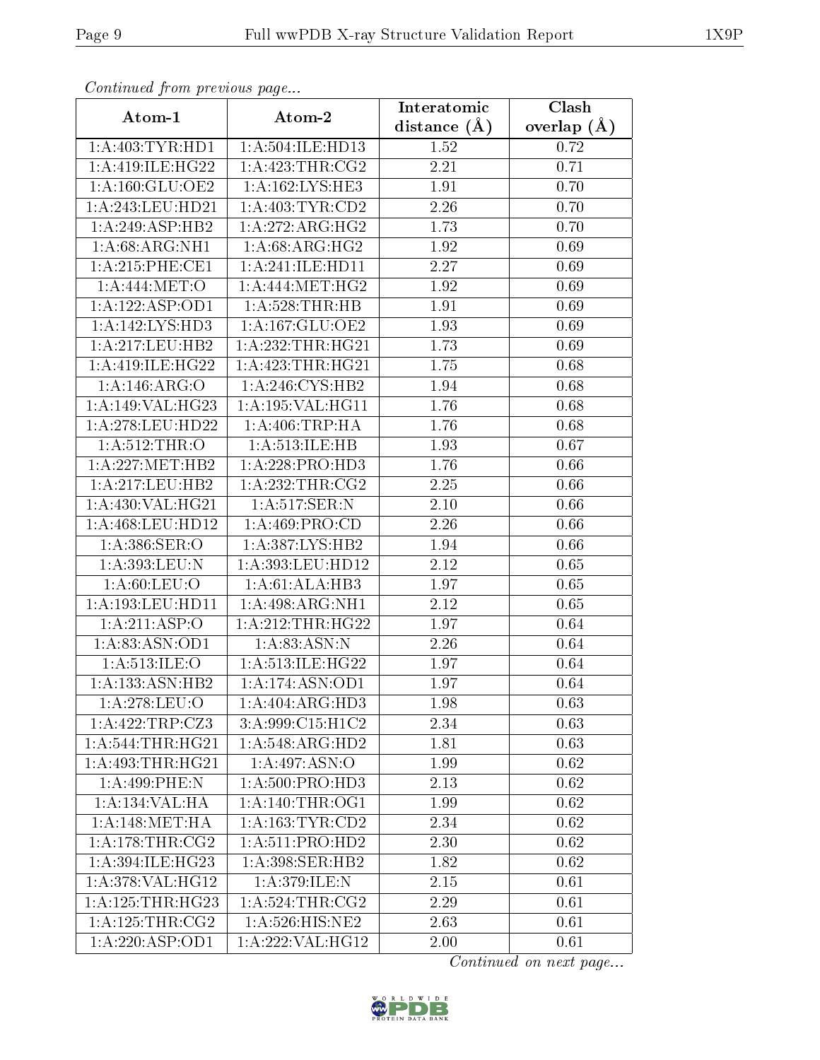*Continued from previous page...*

| Atom-1 | Atom-2 | Interatomic distance (Å) | Clash overlap (Å) |
|---|---|---|---|
| 1:A:403:TYR:HD1 | 1:A:504:ILE:HD13 | 1.52 | 0.72 |
| 1:A:419:ILE:HG22 | 1:A:423:THR:CG2 | 2.21 | 0.71 |
| 1:A:160:GLU:OE2 | 1:A:162:LYS:HE3 | 1.91 | 0.70 |
| 1:A:243:LEU:HD21 | 1:A:403:TYR:CD2 | 2.26 | 0.70 |
| 1:A:249:ASP:HB2 | 1:A:272:ARG:HG2 | 1.73 | 0.70 |
| 1:A:68:ARG:NH1 | 1:A:68:ARG:HG2 | 1.92 | 0.69 |
| 1:A:215:PHE:CE1 | 1:A:241:ILE:HD11 | 2.27 | 0.69 |
| 1:A:444:MET:O | 1:A:444:MET:HG2 | 1.92 | 0.69 |
| 1:A:122:ASP:OD1 | 1:A:528:THR:HB | 1.91 | 0.69 |
| 1:A:142:LYS:HD3 | 1:A:167:GLU:OE2 | 1.93 | 0.69 |
| 1:A:217:LEU:HB2 | 1:A:232:THR:HG21 | 1.73 | 0.69 |
| 1:A:419:ILE:HG22 | 1:A:423:THR:HG21 | 1.75 | 0.68 |
| 1:A:146:ARG:O | 1:A:246:CYS:HB2 | 1.94 | 0.68 |
| 1:A:149:VAL:HG23 | 1:A:195:VAL:HG11 | 1.76 | 0.68 |
| 1:A:278:LEU:HD22 | 1:A:406:TRP:HA | 1.76 | 0.68 |
| 1:A:512:THR:O | 1:A:513:ILE:HB | 1.93 | 0.67 |
| 1:A:227:MET:HB2 | 1:A:228:PRO:HD3 | 1.76 | 0.66 |
| 1:A:217:LEU:HB2 | 1:A:232:THR:CG2 | 2.25 | 0.66 |
| 1:A:430:VAL:HG21 | 1:A:517:SER:N | 2.10 | 0.66 |
| 1:A:468:LEU:HD12 | 1:A:469:PRO:CD | 2.26 | 0.66 |
| 1:A:386:SER:O | 1:A:387:LYS:HB2 | 1.94 | 0.66 |
| 1:A:393:LEU:N | 1:A:393:LEU:HD12 | 2.12 | 0.65 |
| 1:A:60:LEU:O | 1:A:61:ALA:HB3 | 1.97 | 0.65 |
| 1:A:193:LEU:HD11 | 1:A:498:ARG:NH1 | 2.12 | 0.65 |
| 1:A:211:ASP:O | 1:A:212:THR:HG22 | 1.97 | 0.64 |
| 1:A:83:ASN:OD1 | 1:A:83:ASN:N | 2.26 | 0.64 |
| 1:A:513:ILE:O | 1:A:513:ILE:HG22 | 1.97 | 0.64 |
| 1:A:133:ASN:HB2 | 1:A:174:ASN:OD1 | 1.97 | 0.64 |
| 1:A:278:LEU:O | 1:A:404:ARG:HD3 | 1.98 | 0.63 |
| 1:A:422:TRP:CZ3 | 3:A:999:C15:H1C2 | 2.34 | 0.63 |
| 1:A:544:THR:HG21 | 1:A:548:ARG:HD2 | 1.81 | 0.63 |
| 1:A:493:THR:HG21 | 1:A:497:ASN:O | 1.99 | 0.62 |
| 1:A:499:PHE:N | 1:A:500:PRO:HD3 | 2.13 | 0.62 |
| 1:A:134:VAL:HA | 1:A:140:THR:OG1 | 1.99 | 0.62 |
| 1:A:148:MET:HA | 1:A:163:TYR:CD2 | 2.34 | 0.62 |
| 1:A:178:THR:CG2 | 1:A:511:PRO:HD2 | 2.30 | 0.62 |
| 1:A:394:ILE:HG23 | 1:A:398:SER:HB2 | 1.82 | 0.62 |
| 1:A:378:VAL:HG12 | 1:A:379:ILE:N | 2.15 | 0.61 |
| 1:A:125:THR:HG23 | 1:A:524:THR:CG2 | 2.29 | 0.61 |
| 1:A:125:THR:CG2 | 1:A:526:HIS:NE2 | 2.63 | 0.61 |
| 1:A:220:ASP:OD1 | 1:A:222:VAL:HG12 | 2.00 | 0.61 |

*Continued on next page...*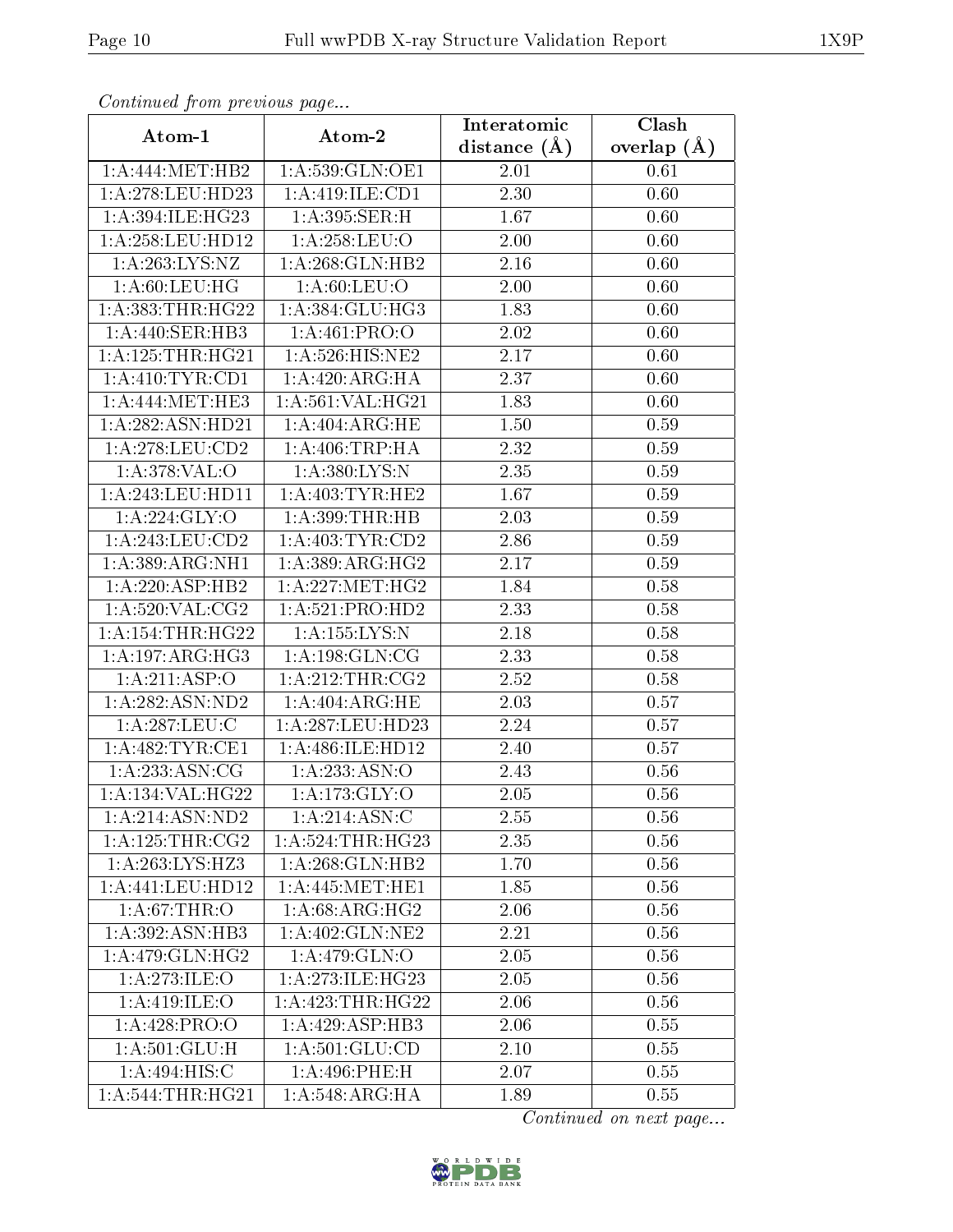*Continued from previous page...*

| Atom-1 | Atom-2 | Interatomic distance (Å) | Clash overlap (Å) |
|---|---|---|---|
| 1:A:444:MET:HB2 | 1:A:539:GLN:OE1 | 2.01 | 0.61 |
| 1:A:278:LEU:HD23 | 1:A:419:ILE:CD1 | 2.30 | 0.60 |
| 1:A:394:ILE:HG23 | 1:A:395:SER:H | 1.67 | 0.60 |
| 1:A:258:LEU:HD12 | 1:A:258:LEU:O | 2.00 | 0.60 |
| 1:A:263:LYS:NZ | 1:A:268:GLN:HB2 | 2.16 | 0.60 |
| 1:A:60:LEU:HG | 1:A:60:LEU:O | 2.00 | 0.60 |
| 1:A:383:THR:HG22 | 1:A:384:GLU:HG3 | 1.83 | 0.60 |
| 1:A:440:SER:HB3 | 1:A:461:PRO:O | 2.02 | 0.60 |
| 1:A:125:THR:HG21 | 1:A:526:HIS:NE2 | 2.17 | 0.60 |
| 1:A:410:TYR:CD1 | 1:A:420:ARG:HA | 2.37 | 0.60 |
| 1:A:444:MET:HE3 | 1:A:561:VAL:HG21 | 1.83 | 0.60 |
| 1:A:282:ASN:HD21 | 1:A:404:ARG:HE | 1.50 | 0.59 |
| 1:A:278:LEU:CD2 | 1:A:406:TRP:HA | 2.32 | 0.59 |
| 1:A:378:VAL:O | 1:A:380:LYS:N | 2.35 | 0.59 |
| 1:A:243:LEU:HD11 | 1:A:403:TYR:HE2 | 1.67 | 0.59 |
| 1:A:224:GLY:O | 1:A:399:THR:HB | 2.03 | 0.59 |
| 1:A:243:LEU:CD2 | 1:A:403:TYR:CD2 | 2.86 | 0.59 |
| 1:A:389:ARG:NH1 | 1:A:389:ARG:HG2 | 2.17 | 0.59 |
| 1:A:220:ASP:HB2 | 1:A:227:MET:HG2 | 1.84 | 0.58 |
| 1:A:520:VAL:CG2 | 1:A:521:PRO:HD2 | 2.33 | 0.58 |
| 1:A:154:THR:HG22 | 1:A:155:LYS:N | 2.18 | 0.58 |
| 1:A:197:ARG:HG3 | 1:A:198:GLN:CG | 2.33 | 0.58 |
| 1:A:211:ASP:O | 1:A:212:THR:CG2 | 2.52 | 0.58 |
| 1:A:282:ASN:ND2 | 1:A:404:ARG:HE | 2.03 | 0.57 |
| 1:A:287:LEU:C | 1:A:287:LEU:HD23 | 2.24 | 0.57 |
| 1:A:482:TYR:CE1 | 1:A:486:ILE:HD12 | 2.40 | 0.57 |
| 1:A:233:ASN:CG | 1:A:233:ASN:O | 2.43 | 0.56 |
| 1:A:134:VAL:HG22 | 1:A:173:GLY:O | 2.05 | 0.56 |
| 1:A:214:ASN:ND2 | 1:A:214:ASN:C | 2.55 | 0.56 |
| 1:A:125:THR:CG2 | 1:A:524:THR:HG23 | 2.35 | 0.56 |
| 1:A:263:LYS:HZ3 | 1:A:268:GLN:HB2 | 1.70 | 0.56 |
| 1:A:441:LEU:HD12 | 1:A:445:MET:HE1 | 1.85 | 0.56 |
| 1:A:67:THR:O | 1:A:68:ARG:HG2 | 2.06 | 0.56 |
| 1:A:392:ASN:HB3 | 1:A:402:GLN:NE2 | 2.21 | 0.56 |
| 1:A:479:GLN:HG2 | 1:A:479:GLN:O | 2.05 | 0.56 |
| 1:A:273:ILE:O | 1:A:273:ILE:HG23 | 2.05 | 0.56 |
| 1:A:419:ILE:O | 1:A:423:THR:HG22 | 2.06 | 0.56 |
| 1:A:428:PRO:O | 1:A:429:ASP:HB3 | 2.06 | 0.55 |
| 1:A:501:GLU:H | 1:A:501:GLU:CD | 2.10 | 0.55 |
| 1:A:494:HIS:C | 1:A:496:PHE:H | 2.07 | 0.55 |
| 1:A:544:THR:HG21 | 1:A:548:ARG:HA | 1.89 | 0.55 |

*Continued on next page...*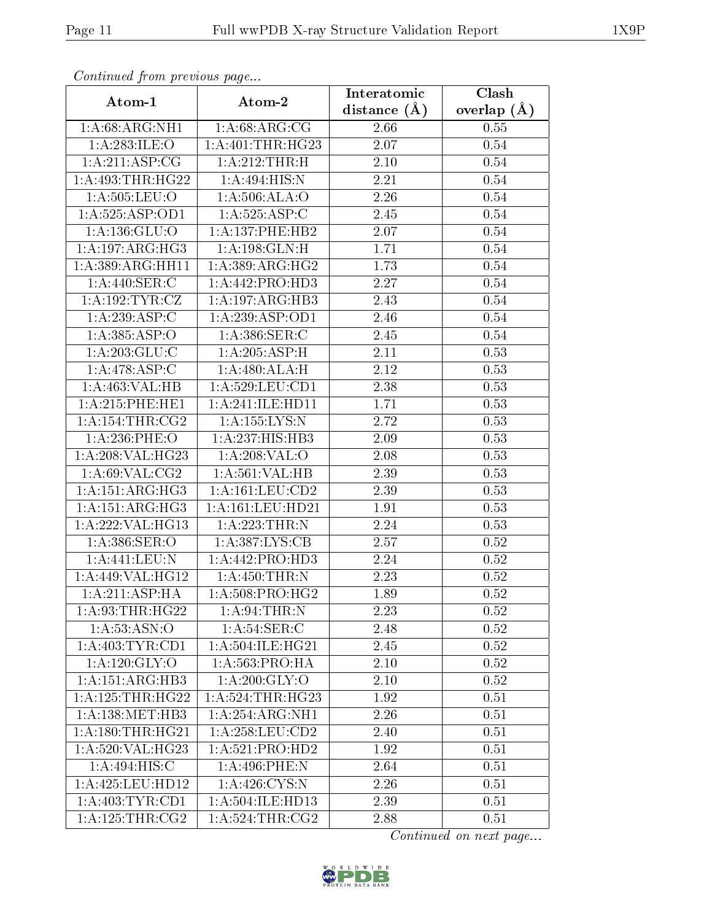*Continued from previous page...*

| Atom-1 | Atom-2 | Interatomic distance (Å) | Clash overlap (Å) |
|---|---|---|---|
| 1:A:68:ARG:NH1 | 1:A:68:ARG:CG | 2.66 | 0.55 |
| 1:A:283:ILE:O | 1:A:401:THR:HG23 | 2.07 | 0.54 |
| 1:A:211:ASP:CG | 1:A:212:THR:H | 2.10 | 0.54 |
| 1:A:493:THR:HG22 | 1:A:494:HIS:N | 2.21 | 0.54 |
| 1:A:505:LEU:O | 1:A:506:ALA:O | 2.26 | 0.54 |
| 1:A:525:ASP:OD1 | 1:A:525:ASP:C | 2.45 | 0.54 |
| 1:A:136:GLU:O | 1:A:137:PHE:HB2 | 2.07 | 0.54 |
| 1:A:197:ARG:HG3 | 1:A:198:GLN:H | 1.71 | 0.54 |
| 1:A:389:ARG:HH11 | 1:A:389:ARG:HG2 | 1.73 | 0.54 |
| 1:A:440:SER:C | 1:A:442:PRO:HD3 | 2.27 | 0.54 |
| 1:A:192:TYR:CZ | 1:A:197:ARG:HB3 | 2.43 | 0.54 |
| 1:A:239:ASP:C | 1:A:239:ASP:OD1 | 2.46 | 0.54 |
| 1:A:385:ASP:O | 1:A:386:SER:C | 2.45 | 0.54 |
| 1:A:203:GLU:C | 1:A:205:ASP:H | 2.11 | 0.53 |
| 1:A:478:ASP:C | 1:A:480:ALA:H | 2.12 | 0.53 |
| 1:A:463:VAL:HB | 1:A:529:LEU:CD1 | 2.38 | 0.53 |
| 1:A:215:PHE:HE1 | 1:A:241:ILE:HD11 | 1.71 | 0.53 |
| 1:A:154:THR:CG2 | 1:A:155:LYS:N | 2.72 | 0.53 |
| 1:A:236:PHE:O | 1:A:237:HIS:HB3 | 2.09 | 0.53 |
| 1:A:208:VAL:HG23 | 1:A:208:VAL:O | 2.08 | 0.53 |
| 1:A:69:VAL:CG2 | 1:A:561:VAL:HB | 2.39 | 0.53 |
| 1:A:151:ARG:HG3 | 1:A:161:LEU:CD2 | 2.39 | 0.53 |
| 1:A:151:ARG:HG3 | 1:A:161:LEU:HD21 | 1.91 | 0.53 |
| 1:A:222:VAL:HG13 | 1:A:223:THR:N | 2.24 | 0.53 |
| 1:A:386:SER:O | 1:A:387:LYS:CB | 2.57 | 0.52 |
| 1:A:441:LEU:N | 1:A:442:PRO:HD3 | 2.24 | 0.52 |
| 1:A:449:VAL:HG12 | 1:A:450:THR:N | 2.23 | 0.52 |
| 1:A:211:ASP:HA | 1:A:508:PRO:HG2 | 1.89 | 0.52 |
| 1:A:93:THR:HG22 | 1:A:94:THR:N | 2.23 | 0.52 |
| 1:A:53:ASN:O | 1:A:54:SER:C | 2.48 | 0.52 |
| 1:A:403:TYR:CD1 | 1:A:504:ILE:HG21 | 2.45 | 0.52 |
| 1:A:120:GLY:O | 1:A:563:PRO:HA | 2.10 | 0.52 |
| 1:A:151:ARG:HB3 | 1:A:200:GLY:O | 2.10 | 0.52 |
| 1:A:125:THR:HG22 | 1:A:524:THR:HG23 | 1.92 | 0.51 |
| 1:A:138:MET:HB3 | 1:A:254:ARG:NH1 | 2.26 | 0.51 |
| 1:A:180:THR:HG21 | 1:A:258:LEU:CD2 | 2.40 | 0.51 |
| 1:A:520:VAL:HG23 | 1:A:521:PRO:HD2 | 1.92 | 0.51 |
| 1:A:494:HIS:C | 1:A:496:PHE:N | 2.64 | 0.51 |
| 1:A:425:LEU:HD12 | 1:A:426:CYS:N | 2.26 | 0.51 |
| 1:A:403:TYR:CD1 | 1:A:504:ILE:HD13 | 2.39 | 0.51 |
| 1:A:125:THR:CG2 | 1:A:524:THR:CG2 | 2.88 | 0.51 |

*Continued on next page...*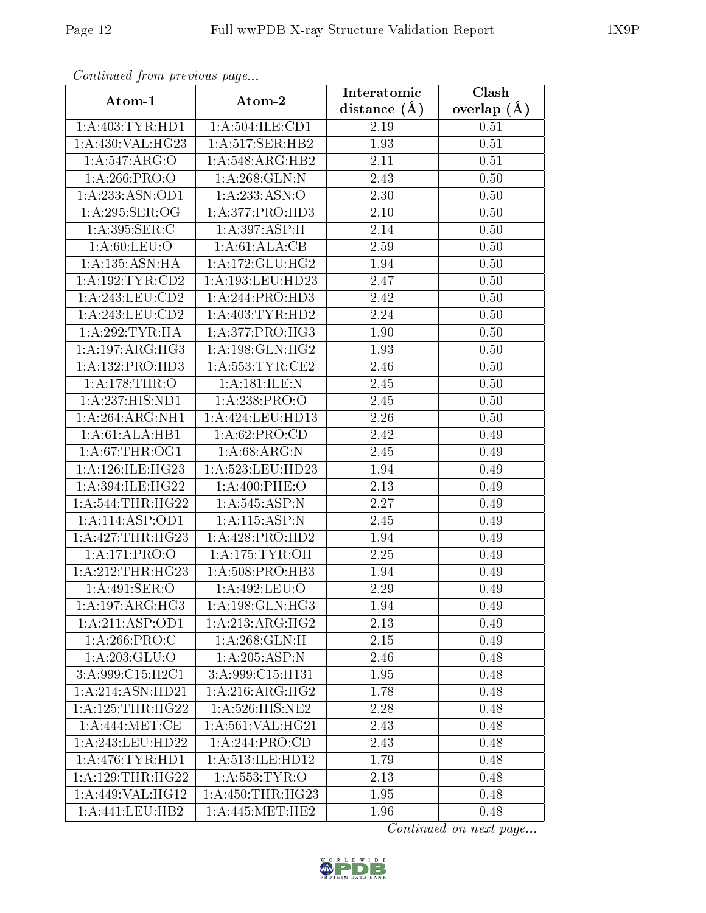*Continued from previous page...*

| Atom-1 | Atom-2 | Interatomic distance (Å) | Clash overlap (Å) |
| --- | --- | --- | --- |
| 1:A:403:TYR:HD1 | 1:A:504:ILE:CD1 | 2.19 | 0.51 |
| 1:A:430:VAL:HG23 | 1:A:517:SER:HB2 | 1.93 | 0.51 |
| 1:A:547:ARG:O | 1:A:548:ARG:HB2 | 2.11 | 0.51 |
| 1:A:266:PRO:O | 1:A:268:GLN:N | 2.43 | 0.50 |
| 1:A:233:ASN:OD1 | 1:A:233:ASN:O | 2.30 | 0.50 |
| 1:A:295:SER:OG | 1:A:377:PRO:HD3 | 2.10 | 0.50 |
| 1:A:395:SER:C | 1:A:397:ASP:H | 2.14 | 0.50 |
| 1:A:60:LEU:O | 1:A:61:ALA:CB | 2.59 | 0.50 |
| 1:A:135:ASN:HA | 1:A:172:GLU:HG2 | 1.94 | 0.50 |
| 1:A:192:TYR:CD2 | 1:A:193:LEU:HD23 | 2.47 | 0.50 |
| 1:A:243:LEU:CD2 | 1:A:244:PRO:HD3 | 2.42 | 0.50 |
| 1:A:243:LEU:CD2 | 1:A:403:TYR:HD2 | 2.24 | 0.50 |
| 1:A:292:TYR:HA | 1:A:377:PRO:HG3 | 1.90 | 0.50 |
| 1:A:197:ARG:HG3 | 1:A:198:GLN:HG2 | 1.93 | 0.50 |
| 1:A:132:PRO:HD3 | 1:A:553:TYR:CE2 | 2.46 | 0.50 |
| 1:A:178:THR:O | 1:A:181:ILE:N | 2.45 | 0.50 |
| 1:A:237:HIS:ND1 | 1:A:238:PRO:O | 2.45 | 0.50 |
| 1:A:264:ARG:NH1 | 1:A:424:LEU:HD13 | 2.26 | 0.50 |
| 1:A:61:ALA:HB1 | 1:A:62:PRO:CD | 2.42 | 0.49 |
| 1:A:67:THR:OG1 | 1:A:68:ARG:N | 2.45 | 0.49 |
| 1:A:126:ILE:HG23 | 1:A:523:LEU:HD23 | 1.94 | 0.49 |
| 1:A:394:ILE:HG22 | 1:A:400:PHE:O | 2.13 | 0.49 |
| 1:A:544:THR:HG22 | 1:A:545:ASP:N | 2.27 | 0.49 |
| 1:A:114:ASP:OD1 | 1:A:115:ASP:N | 2.45 | 0.49 |
| 1:A:427:THR:HG23 | 1:A:428:PRO:HD2 | 1.94 | 0.49 |
| 1:A:171:PRO:O | 1:A:175:TYR:OH | 2.25 | 0.49 |
| 1:A:212:THR:HG23 | 1:A:508:PRO:HB3 | 1.94 | 0.49 |
| 1:A:491:SER:O | 1:A:492:LEU:O | 2.29 | 0.49 |
| 1:A:197:ARG:HG3 | 1:A:198:GLN:HG3 | 1.94 | 0.49 |
| 1:A:211:ASP:OD1 | 1:A:213:ARG:HG2 | 2.13 | 0.49 |
| 1:A:266:PRO:C | 1:A:268:GLN:H | 2.15 | 0.49 |
| 1:A:203:GLU:O | 1:A:205:ASP:N | 2.46 | 0.48 |
| 3:A:999:C15:H2C1 | 3:A:999:C15:H131 | 1.95 | 0.48 |
| 1:A:214:ASN:HD21 | 1:A:216:ARG:HG2 | 1.78 | 0.48 |
| 1:A:125:THR:HG22 | 1:A:526:HIS:NE2 | 2.28 | 0.48 |
| 1:A:444:MET:CE | 1:A:561:VAL:HG21 | 2.43 | 0.48 |
| 1:A:243:LEU:HD22 | 1:A:244:PRO:CD | 2.43 | 0.48 |
| 1:A:476:TYR:HD1 | 1:A:513:ILE:HD12 | 1.79 | 0.48 |
| 1:A:129:THR:HG22 | 1:A:553:TYR:O | 2.13 | 0.48 |
| 1:A:449:VAL:HG12 | 1:A:450:THR:HG23 | 1.95 | 0.48 |
| 1:A:441:LEU:HB2 | 1:A:445:MET:HE2 | 1.96 | 0.48 |

*Continued on next page...*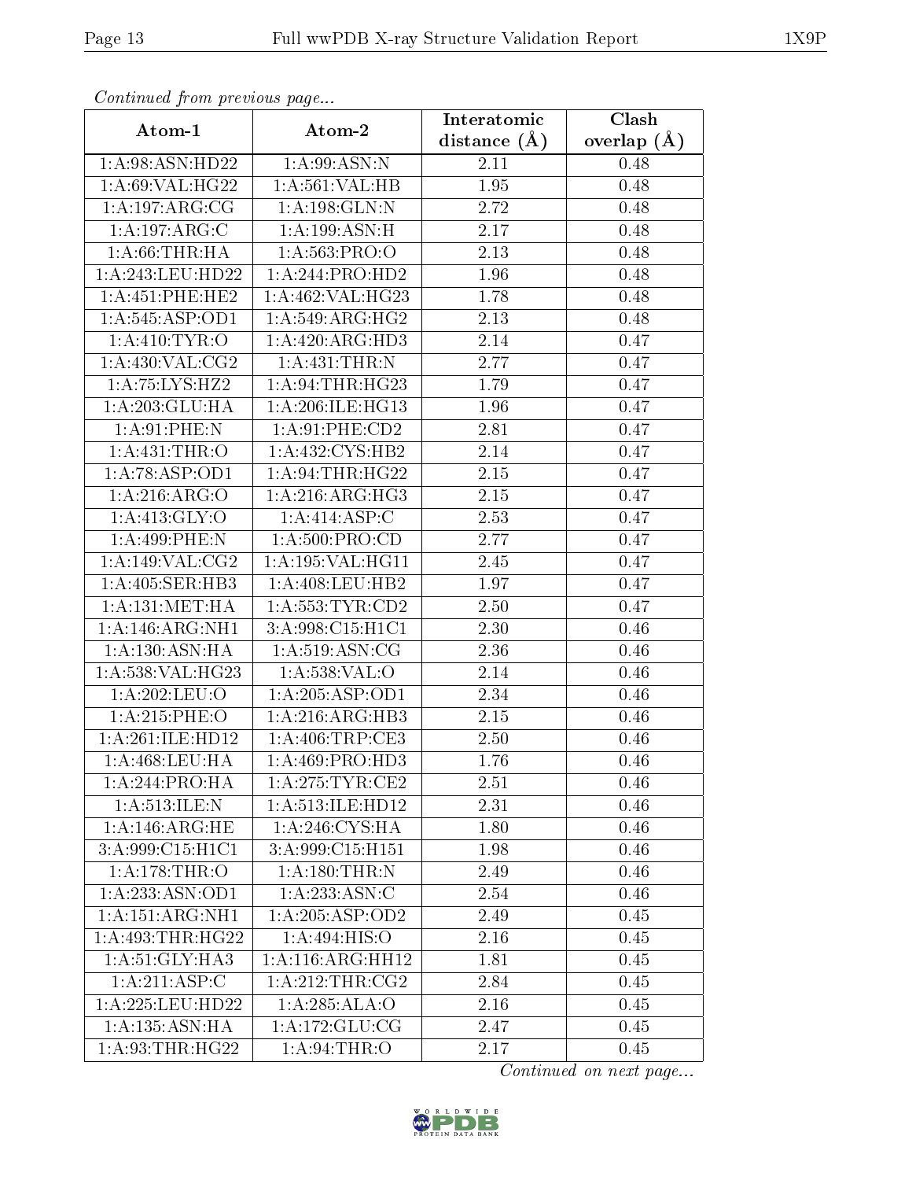*Continued from previous page...*

| Atom-1 | Atom-2 | Interatomic distance (Å) | Clash overlap (Å) |
|---|---|---|---|
| 1:A:98:ASN:HD22 | 1:A:99:ASN:N | 2.11 | 0.48 |
| 1:A:69:VAL:HG22 | 1:A:561:VAL:HB | 1.95 | 0.48 |
| 1:A:197:ARG:CG | 1:A:198:GLN:N | 2.72 | 0.48 |
| 1:A:197:ARG:C | 1:A:199:ASN:H | 2.17 | 0.48 |
| 1:A:66:THR:HA | 1:A:563:PRO:O | 2.13 | 0.48 |
| 1:A:243:LEU:HD22 | 1:A:244:PRO:HD2 | 1.96 | 0.48 |
| 1:A:451:PHE:HE2 | 1:A:462:VAL:HG23 | 1.78 | 0.48 |
| 1:A:545:ASP:OD1 | 1:A:549:ARG:HG2 | 2.13 | 0.48 |
| 1:A:410:TYR:O | 1:A:420:ARG:HD3 | 2.14 | 0.47 |
| 1:A:430:VAL:CG2 | 1:A:431:THR:N | 2.77 | 0.47 |
| 1:A:75:LYS:HZ2 | 1:A:94:THR:HG23 | 1.79 | 0.47 |
| 1:A:203:GLU:HA | 1:A:206:ILE:HG13 | 1.96 | 0.47 |
| 1:A:91:PHE:N | 1:A:91:PHE:CD2 | 2.81 | 0.47 |
| 1:A:431:THR:O | 1:A:432:CYS:HB2 | 2.14 | 0.47 |
| 1:A:78:ASP:OD1 | 1:A:94:THR:HG22 | 2.15 | 0.47 |
| 1:A:216:ARG:O | 1:A:216:ARG:HG3 | 2.15 | 0.47 |
| 1:A:413:GLY:O | 1:A:414:ASP:C | 2.53 | 0.47 |
| 1:A:499:PHE:N | 1:A:500:PRO:CD | 2.77 | 0.47 |
| 1:A:149:VAL:CG2 | 1:A:195:VAL:HG11 | 2.45 | 0.47 |
| 1:A:405:SER:HB3 | 1:A:408:LEU:HB2 | 1.97 | 0.47 |
| 1:A:131:MET:HA | 1:A:553:TYR:CD2 | 2.50 | 0.47 |
| 1:A:146:ARG:NH1 | 3:A:998:C15:H1C1 | 2.30 | 0.46 |
| 1:A:130:ASN:HA | 1:A:519:ASN:CG | 2.36 | 0.46 |
| 1:A:538:VAL:HG23 | 1:A:538:VAL:O | 2.14 | 0.46 |
| 1:A:202:LEU:O | 1:A:205:ASP:OD1 | 2.34 | 0.46 |
| 1:A:215:PHE:O | 1:A:216:ARG:HB3 | 2.15 | 0.46 |
| 1:A:261:ILE:HD12 | 1:A:406:TRP:CE3 | 2.50 | 0.46 |
| 1:A:468:LEU:HA | 1:A:469:PRO:HD3 | 1.76 | 0.46 |
| 1:A:244:PRO:HA | 1:A:275:TYR:CE2 | 2.51 | 0.46 |
| 1:A:513:ILE:N | 1:A:513:ILE:HD12 | 2.31 | 0.46 |
| 1:A:146:ARG:HE | 1:A:246:CYS:HA | 1.80 | 0.46 |
| 3:A:999:C15:H1C1 | 3:A:999:C15:H151 | 1.98 | 0.46 |
| 1:A:178:THR:O | 1:A:180:THR:N | 2.49 | 0.46 |
| 1:A:233:ASN:OD1 | 1:A:233:ASN:C | 2.54 | 0.46 |
| 1:A:151:ARG:NH1 | 1:A:205:ASP:OD2 | 2.49 | 0.45 |
| 1:A:493:THR:HG22 | 1:A:494:HIS:O | 2.16 | 0.45 |
| 1:A:51:GLY:HA3 | 1:A:116:ARG:HH12 | 1.81 | 0.45 |
| 1:A:211:ASP:C | 1:A:212:THR:CG2 | 2.84 | 0.45 |
| 1:A:225:LEU:HD22 | 1:A:285:ALA:O | 2.16 | 0.45 |
| 1:A:135:ASN:HA | 1:A:172:GLU:CG | 2.47 | 0.45 |
| 1:A:93:THR:HG22 | 1:A:94:THR:O | 2.17 | 0.45 |

*Continued on next page...*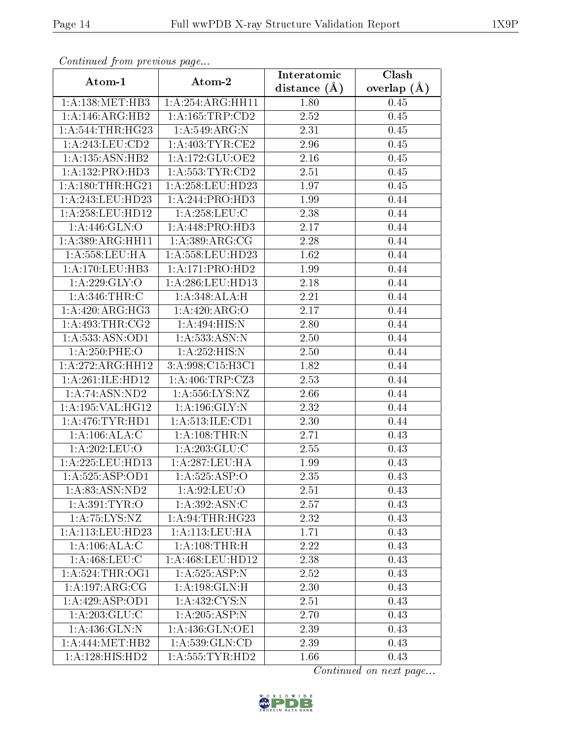*Continued from previous page...*

| Atom-1 | Atom-2 | Interatomic distance (Å) | Clash overlap (Å) |
| --- | --- | --- | --- |
| 1:A:138:MET:HB3 | 1:A:254:ARG:HH11 | 1.80 | 0.45 |
| 1:A:146:ARG:HB2 | 1:A:165:TRP:CD2 | 2.52 | 0.45 |
| 1:A:544:THR:HG23 | 1:A:549:ARG:N | 2.31 | 0.45 |
| 1:A:243:LEU:CD2 | 1:A:403:TYR:CE2 | 2.96 | 0.45 |
| 1:A:135:ASN:HB2 | 1:A:172:GLU:OE2 | 2.16 | 0.45 |
| 1:A:132:PRO:HD3 | 1:A:553:TYR:CD2 | 2.51 | 0.45 |
| 1:A:180:THR:HG21 | 1:A:258:LEU:HD23 | 1.97 | 0.45 |
| 1:A:243:LEU:HD23 | 1:A:244:PRO:HD3 | 1.99 | 0.44 |
| 1:A:258:LEU:HD12 | 1:A:258:LEU:C | 2.38 | 0.44 |
| 1:A:446:GLN:O | 1:A:448:PRO:HD3 | 2.17 | 0.44 |
| 1:A:389:ARG:HH11 | 1:A:389:ARG:CG | 2.28 | 0.44 |
| 1:A:558:LEU:HA | 1:A:558:LEU:HD23 | 1.62 | 0.44 |
| 1:A:170:LEU:HB3 | 1:A:171:PRO:HD2 | 1.99 | 0.44 |
| 1:A:229:GLY:O | 1:A:286:LEU:HD13 | 2.18 | 0.44 |
| 1:A:346:THR:C | 1:A:348:ALA:H | 2.21 | 0.44 |
| 1:A:420:ARG:HG3 | 1:A:420:ARG:O | 2.17 | 0.44 |
| 1:A:493:THR:CG2 | 1:A:494:HIS:N | 2.80 | 0.44 |
| 1:A:533:ASN:OD1 | 1:A:533:ASN:N | 2.50 | 0.44 |
| 1:A:250:PHE:O | 1:A:252:HIS:N | 2.50 | 0.44 |
| 1:A:272:ARG:HH12 | 3:A:998:C15:H3C1 | 1.82 | 0.44 |
| 1:A:261:ILE:HD12 | 1:A:406:TRP:CZ3 | 2.53 | 0.44 |
| 1:A:74:ASN:ND2 | 1:A:556:LYS:NZ | 2.66 | 0.44 |
| 1:A:195:VAL:HG12 | 1:A:196:GLY:N | 2.32 | 0.44 |
| 1:A:476:TYR:HD1 | 1:A:513:ILE:CD1 | 2.30 | 0.44 |
| 1:A:106:ALA:C | 1:A:108:THR:N | 2.71 | 0.43 |
| 1:A:202:LEU:O | 1:A:203:GLU:C | 2.55 | 0.43 |
| 1:A:225:LEU:HD13 | 1:A:287:LEU:HA | 1.99 | 0.43 |
| 1:A:525:ASP:OD1 | 1:A:525:ASP:O | 2.35 | 0.43 |
| 1:A:83:ASN:ND2 | 1:A:92:LEU:O | 2.51 | 0.43 |
| 1:A:391:TYR:O | 1:A:392:ASN:C | 2.57 | 0.43 |
| 1:A:75:LYS:NZ | 1:A:94:THR:HG23 | 2.32 | 0.43 |
| 1:A:113:LEU:HD23 | 1:A:113:LEU:HA | 1.71 | 0.43 |
| 1:A:106:ALA:C | 1:A:108:THR:H | 2.22 | 0.43 |
| 1:A:468:LEU:C | 1:A:468:LEU:HD12 | 2.38 | 0.43 |
| 1:A:524:THR:OG1 | 1:A:525:ASP:N | 2.52 | 0.43 |
| 1:A:197:ARG:CG | 1:A:198:GLN:H | 2.30 | 0.43 |
| 1:A:429:ASP:OD1 | 1:A:432:CYS:N | 2.51 | 0.43 |
| 1:A:203:GLU:C | 1:A:205:ASP:N | 2.70 | 0.43 |
| 1:A:436:GLN:N | 1:A:436:GLN:OE1 | 2.39 | 0.43 |
| 1:A:444:MET:HB2 | 1:A:539:GLN:CD | 2.39 | 0.43 |
| 1:A:128:HIS:HD2 | 1:A:555:TYR:HD2 | 1.66 | 0.43 |

*Continued on next page...*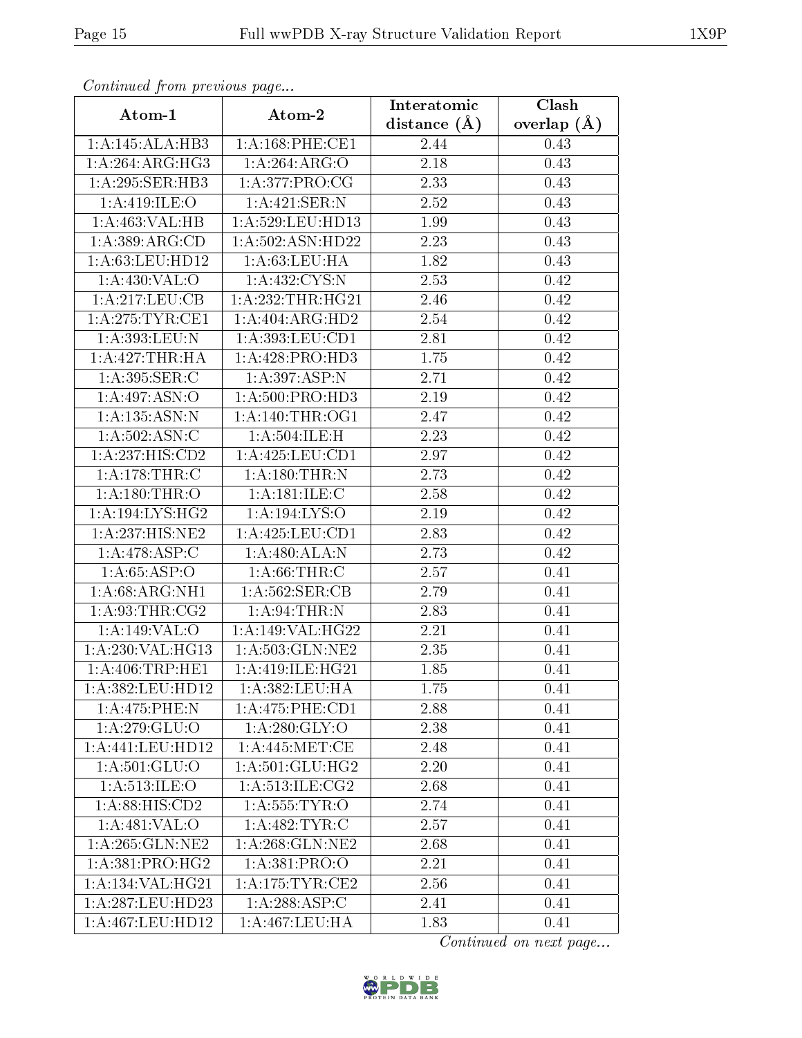*Continued from previous page...*

| Atom-1 | Atom-2 | Interatomic distance (Å) | Clash overlap (Å) |
|---|---|---|---|
| 1:A:145:ALA:HB3 | 1:A:168:PHE:CE1 | 2.44 | 0.43 |
| 1:A:264:ARG:HG3 | 1:A:264:ARG:O | 2.18 | 0.43 |
| 1:A:295:SER:HB3 | 1:A:377:PRO:CG | 2.33 | 0.43 |
| 1:A:419:ILE:O | 1:A:421:SER:N | 2.52 | 0.43 |
| 1:A:463:VAL:HB | 1:A:529:LEU:HD13 | 1.99 | 0.43 |
| 1:A:389:ARG:CD | 1:A:502:ASN:HD22 | 2.23 | 0.43 |
| 1:A:63:LEU:HD12 | 1:A:63:LEU:HA | 1.82 | 0.43 |
| 1:A:430:VAL:O | 1:A:432:CYS:N | 2.53 | 0.42 |
| 1:A:217:LEU:CB | 1:A:232:THR:HG21 | 2.46 | 0.42 |
| 1:A:275:TYR:CE1 | 1:A:404:ARG:HD2 | 2.54 | 0.42 |
| 1:A:393:LEU:N | 1:A:393:LEU:CD1 | 2.81 | 0.42 |
| 1:A:427:THR:HA | 1:A:428:PRO:HD3 | 1.75 | 0.42 |
| 1:A:395:SER:C | 1:A:397:ASP:N | 2.71 | 0.42 |
| 1:A:497:ASN:O | 1:A:500:PRO:HD3 | 2.19 | 0.42 |
| 1:A:135:ASN:N | 1:A:140:THR:OG1 | 2.47 | 0.42 |
| 1:A:502:ASN:C | 1:A:504:ILE:H | 2.23 | 0.42 |
| 1:A:237:HIS:CD2 | 1:A:425:LEU:CD1 | 2.97 | 0.42 |
| 1:A:178:THR:C | 1:A:180:THR:N | 2.73 | 0.42 |
| 1:A:180:THR:O | 1:A:181:ILE:C | 2.58 | 0.42 |
| 1:A:194:LYS:HG2 | 1:A:194:LYS:O | 2.19 | 0.42 |
| 1:A:237:HIS:NE2 | 1:A:425:LEU:CD1 | 2.83 | 0.42 |
| 1:A:478:ASP:C | 1:A:480:ALA:N | 2.73 | 0.42 |
| 1:A:65:ASP:O | 1:A:66:THR:C | 2.57 | 0.41 |
| 1:A:68:ARG:NH1 | 1:A:562:SER:CB | 2.79 | 0.41 |
| 1:A:93:THR:CG2 | 1:A:94:THR:N | 2.83 | 0.41 |
| 1:A:149:VAL:O | 1:A:149:VAL:HG22 | 2.21 | 0.41 |
| 1:A:230:VAL:HG13 | 1:A:503:GLN:NE2 | 2.35 | 0.41 |
| 1:A:406:TRP:HE1 | 1:A:419:ILE:HG21 | 1.85 | 0.41 |
| 1:A:382:LEU:HD12 | 1:A:382:LEU:HA | 1.75 | 0.41 |
| 1:A:475:PHE:N | 1:A:475:PHE:CD1 | 2.88 | 0.41 |
| 1:A:279:GLU:O | 1:A:280:GLY:O | 2.38 | 0.41 |
| 1:A:441:LEU:HD12 | 1:A:445:MET:CE | 2.48 | 0.41 |
| 1:A:501:GLU:O | 1:A:501:GLU:HG2 | 2.20 | 0.41 |
| 1:A:513:ILE:O | 1:A:513:ILE:CG2 | 2.68 | 0.41 |
| 1:A:88:HIS:CD2 | 1:A:555:TYR:O | 2.74 | 0.41 |
| 1:A:481:VAL:O | 1:A:482:TYR:C | 2.57 | 0.41 |
| 1:A:265:GLN:NE2 | 1:A:268:GLN:NE2 | 2.68 | 0.41 |
| 1:A:381:PRO:HG2 | 1:A:381:PRO:O | 2.21 | 0.41 |
| 1:A:134:VAL:HG21 | 1:A:175:TYR:CE2 | 2.56 | 0.41 |
| 1:A:287:LEU:HD23 | 1:A:288:ASP:C | 2.41 | 0.41 |
| 1:A:467:LEU:HD12 | 1:A:467:LEU:HA | 1.83 | 0.41 |

*Continued on next page...*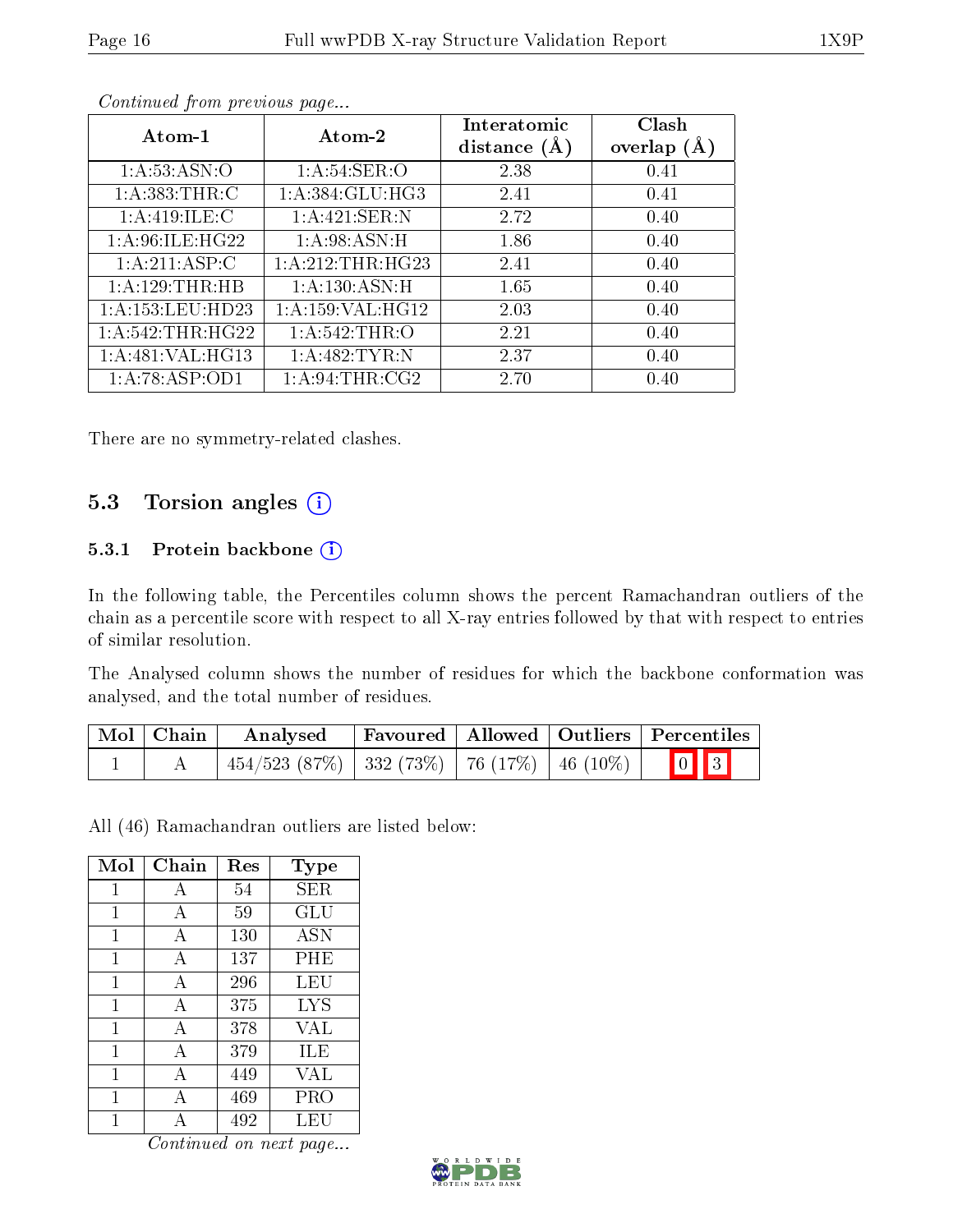*Continued from previous page...*

| Atom-1 | Atom-2 | Interatomic distance (Å) | Clash overlap (Å) |
|---|---|---|---|
| 1:A:53:ASN:O | 1:A:54:SER:O | 2.38 | 0.41 |
| 1:A:383:THR:C | 1:A:384:GLU:HG3 | 2.41 | 0.41 |
| 1:A:419:ILE:C | 1:A:421:SER:N | 2.72 | 0.40 |
| 1:A:96:ILE:HG22 | 1:A:98:ASN:H | 1.86 | 0.40 |
| 1:A:211:ASP:C | 1:A:212:THR:HG23 | 2.41 | 0.40 |
| 1:A:129:THR:HB | 1:A:130:ASN:H | 1.65 | 0.40 |
| 1:A:153:LEU:HD23 | 1:A:159:VAL:HG12 | 2.03 | 0.40 |
| 1:A:542:THR:HG22 | 1:A:542:THR:O | 2.21 | 0.40 |
| 1:A:481:VAL:HG13 | 1:A:482:TYR:N | 2.37 | 0.40 |
| 1:A:78:ASP:OD1 | 1:A:94:THR:CG2 | 2.70 | 0.40 |

There are no symmetry-related clashes.

## 5.3 Torsion angles

### 5.3.1 Protein backbone

In the following table, the Percentiles column shows the percent Ramachandran outliers of the chain as a percentile score with respect to all X-ray entries followed by that with respect to entries of similar resolution.

The Analysed column shows the number of residues for which the backbone conformation was analysed, and the total number of residues.

| Mol | Chain | Analysed | Favoured | Allowed | Outliers | Percentiles |
|---|---|---|---|---|---|---|
| 1 | A | 454/523 (87%) | 332 (73%) | 76 (17%) | 46 (10%) | 0 3 |

All (46) Ramachandran outliers are listed below:

| Mol | Chain | Res | Type |
|---|---|---|---|
| 1 | A | 54 | SER |
| 1 | A | 59 | GLU |
| 1 | A | 130 | ASN |
| 1 | A | 137 | PHE |
| 1 | A | 296 | LEU |
| 1 | A | 375 | LYS |
| 1 | A | 378 | VAL |
| 1 | A | 379 | ILE |
| 1 | A | 449 | VAL |
| 1 | A | 469 | PRO |
| 1 | A | 492 | LEU |

*Continued on next page...*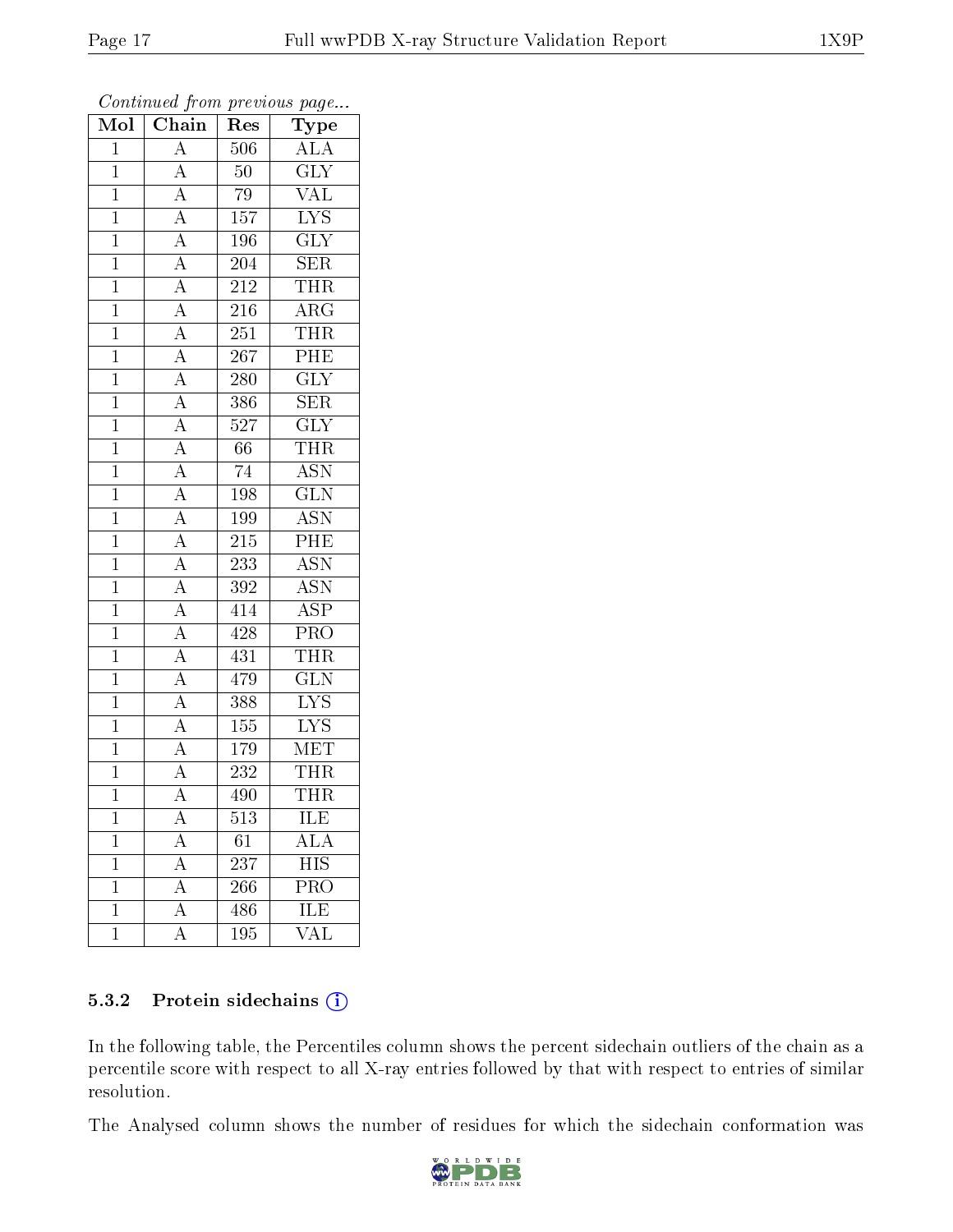*Continued from previous page...*

| Mol | Chain | Res | Type |
|---|---|---|---|
| 1 | A | 506 | ALA |
| 1 | A | 50 | GLY |
| 1 | A | 79 | VAL |
| 1 | A | 157 | LYS |
| 1 | A | 196 | GLY |
| 1 | A | 204 | SER |
| 1 | A | 212 | THR |
| 1 | A | 216 | ARG |
| 1 | A | 251 | THR |
| 1 | A | 267 | PHE |
| 1 | A | 280 | GLY |
| 1 | A | 386 | SER |
| 1 | A | 527 | GLY |
| 1 | A | 66 | THR |
| 1 | A | 74 | ASN |
| 1 | A | 198 | GLN |
| 1 | A | 199 | ASN |
| 1 | A | 215 | PHE |
| 1 | A | 233 | ASN |
| 1 | A | 392 | ASN |
| 1 | A | 414 | ASP |
| 1 | A | 428 | PRO |
| 1 | A | 431 | THR |
| 1 | A | 479 | GLN |
| 1 | A | 388 | LYS |
| 1 | A | 155 | LYS |
| 1 | A | 179 | MET |
| 1 | A | 232 | THR |
| 1 | A | 490 | THR |
| 1 | A | 513 | ILE |
| 1 | A | 61 | ALA |
| 1 | A | 237 | HIS |
| 1 | A | 266 | PRO |
| 1 | A | 486 | ILE |
| 1 | A | 195 | VAL |

### 5.3.2 Protein sidechains

In the following table, the Percentiles column shows the percent sidechain outliers of the chain as a percentile score with respect to all X-ray entries followed by that with respect to entries of similar resolution.

The Analysed column shows the number of residues for which the sidechain conformation was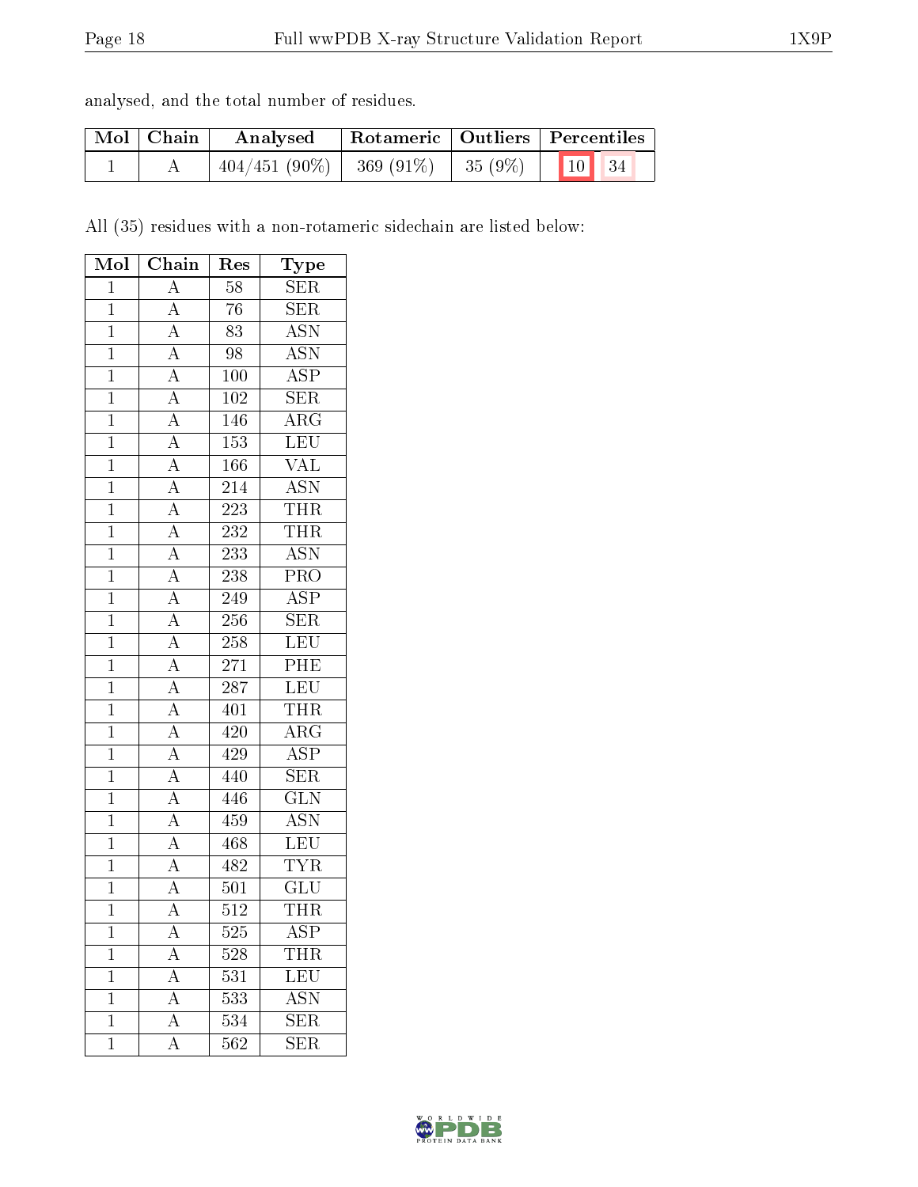analysed, and the total number of residues.

| Mol | Chain | Analysed | Rotameric | Outliers | Percentiles |
|---|---|---|---|---|---|
| 1 | A | 404/451 (90%) | 369 (91%) | 35 (9%) | 10 34 |

All (35) residues with a non-rotameric sidechain are listed below:

| Mol | Chain | Res | Type |
|---|---|---|---|
| 1 | A | 58 | SER |
| 1 | A | 76 | SER |
| 1 | A | 83 | ASN |
| 1 | A | 98 | ASN |
| 1 | A | 100 | ASP |
| 1 | A | 102 | SER |
| 1 | A | 146 | ARG |
| 1 | A | 153 | LEU |
| 1 | A | 166 | VAL |
| 1 | A | 214 | ASN |
| 1 | A | 223 | THR |
| 1 | A | 232 | THR |
| 1 | A | 233 | ASN |
| 1 | A | 238 | PRO |
| 1 | A | 249 | ASP |
| 1 | A | 256 | SER |
| 1 | A | 258 | LEU |
| 1 | A | 271 | PHE |
| 1 | A | 287 | LEU |
| 1 | A | 401 | THR |
| 1 | A | 420 | ARG |
| 1 | A | 429 | ASP |
| 1 | A | 440 | SER |
| 1 | A | 446 | GLN |
| 1 | A | 459 | ASN |
| 1 | A | 468 | LEU |
| 1 | A | 482 | TYR |
| 1 | A | 501 | GLU |
| 1 | A | 512 | THR |
| 1 | A | 525 | ASP |
| 1 | A | 528 | THR |
| 1 | A | 531 | LEU |
| 1 | A | 533 | ASN |
| 1 | A | 534 | SER |
| 1 | A | 562 | SER |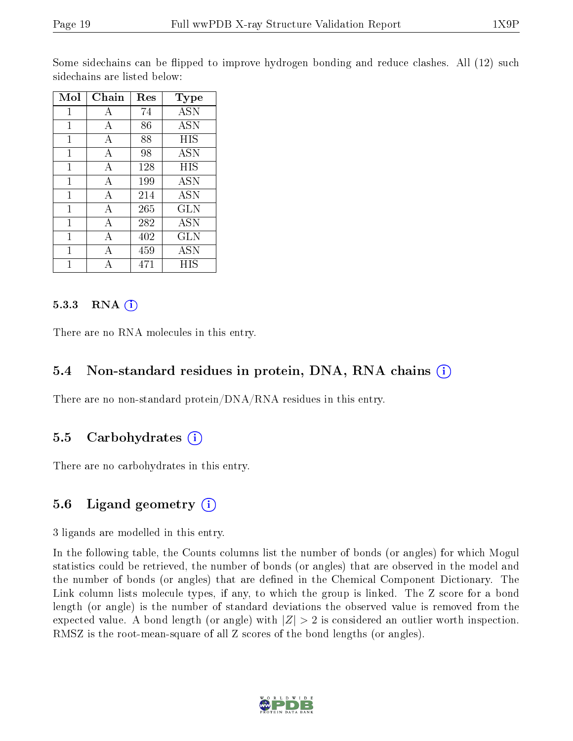Some sidechains can be flipped to improve hydrogen bonding and reduce clashes. All (12) such sidechains are listed below:

| Mol | Chain | Res | Type |
|---|---|---|---|
| 1 | A | 74 | ASN |
| 1 | A | 86 | ASN |
| 1 | A | 88 | HIS |
| 1 | A | 98 | ASN |
| 1 | A | 128 | HIS |
| 1 | A | 199 | ASN |
| 1 | A | 214 | ASN |
| 1 | A | 265 | GLN |
| 1 | A | 282 | ASN |
| 1 | A | 402 | GLN |
| 1 | A | 459 | ASN |
| 1 | A | 471 | HIS |

#### 5.3.3 RNA

There are no RNA molecules in this entry.

### 5.4 Non-standard residues in protein, DNA, RNA chains

There are no non-standard protein/DNA/RNA residues in this entry.

### 5.5 Carbohydrates

There are no carbohydrates in this entry.

### 5.6 Ligand geometry

3 ligands are modelled in this entry.

In the following table, the Counts columns list the number of bonds (or angles) for which Mogul statistics could be retrieved, the number of bonds (or angles) that are observed in the model and the number of bonds (or angles) that are defined in the Chemical Component Dictionary. The Link column lists molecule types, if any, to which the group is linked. The Z score for a bond length (or angle) is the number of standard deviations the observed value is removed from the expected value. A bond length (or angle) with $|Z| > 2$ is considered an outlier worth inspection. RMSZ is the root-mean-square of all Z scores of the bond lengths (or angles).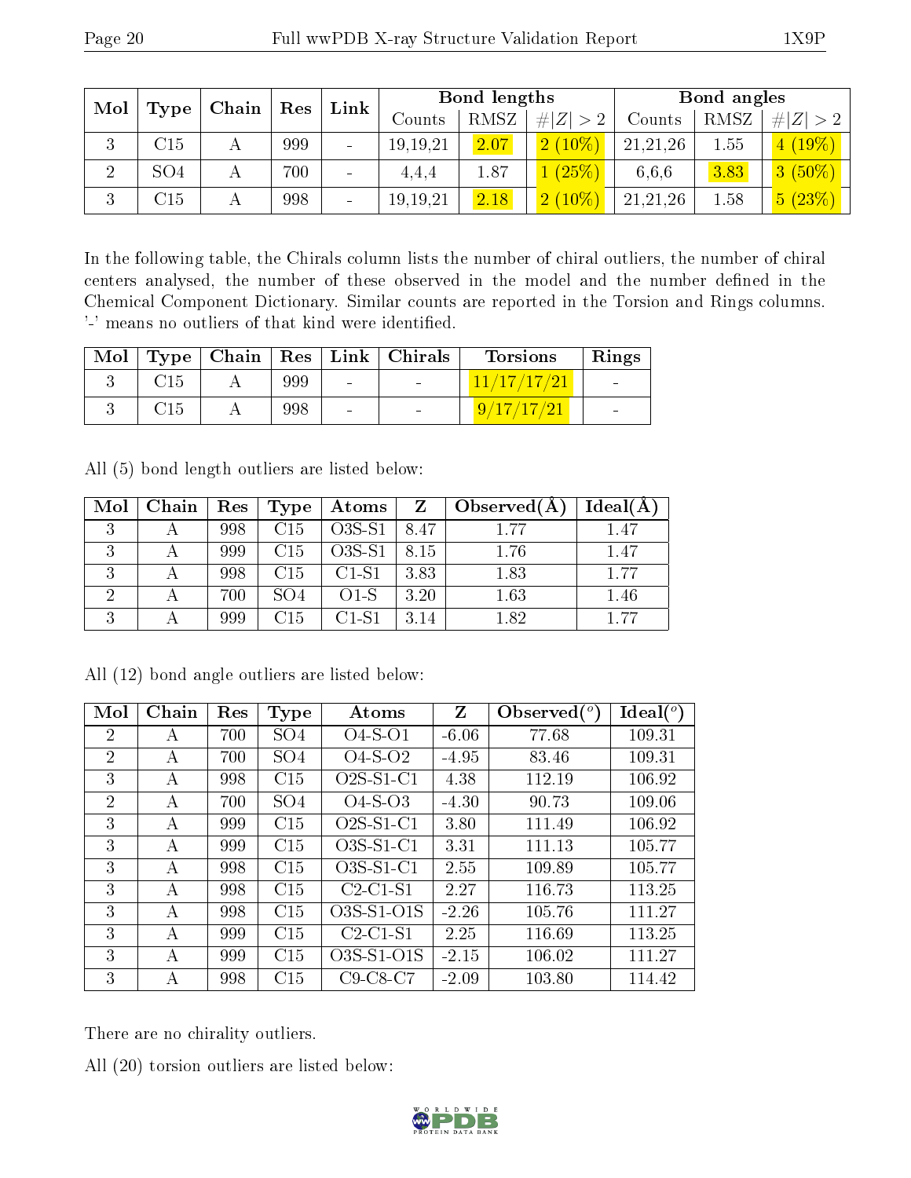| Mol | Type | Chain | Res | Link | Bond lengths | | | Bond angles | | |
|---|---|---|---|---|---|---|---|---|---|---|
| | | | | | Counts | RMSZ | #\|Z\| > 2 | Counts | RMSZ | #\|Z\| > 2 |
| 3 | C15 | A | 999 | - | 19,19,21 | 2.07 | 2 (10%) | 21,21,26 | 1.55 | 4 (19%) |
| 2 | SO4 | A | 700 | - | 4,4,4 | 1.87 | 1 (25%) | 6,6,6 | 3.83 | 3 (50%) |
| 3 | C15 | A | 998 | - | 19,19,21 | 2.18 | 2 (10%) | 21,21,26 | 1.58 | 5 (23%) |

In the following table, the Chirals column lists the number of chiral outliers, the number of chiral centers analysed, the number of these observed in the model and the number defined in the Chemical Component Dictionary. Similar counts are reported in the Torsion and Rings columns. '-' means no outliers of that kind were identified.

| Mol | Type | Chain | Res | Link | Chirals | Torsions | Rings |
|---|---|---|---|---|---|---|---|
| 3 | C15 | A | 999 | - | - | 11/17/17/21 | - |
| 3 | C15 | A | 998 | - | - | 9/17/17/21 | - |

All (5) bond length outliers are listed below:

| Mol | Chain | Res | Type | Atoms | Z | Observed(Å) | Ideal(Å) |
|---|---|---|---|---|---|---|---|
| 3 | A | 998 | C15 | O3S-S1 | 8.47 | 1.77 | 1.47 |
| 3 | A | 999 | C15 | O3S-S1 | 8.15 | 1.76 | 1.47 |
| 3 | A | 998 | C15 | C1-S1 | 3.83 | 1.83 | 1.77 |
| 2 | A | 700 | SO4 | O1-S | 3.20 | 1.63 | 1.46 |
| 3 | A | 999 | C15 | C1-S1 | 3.14 | 1.82 | 1.77 |

All (12) bond angle outliers are listed below:

| Mol | Chain | Res | Type | Atoms | Z | Observed($^o$) | Ideal($^o$) |
|---|---|---|---|---|---|---|---|
| 2 | A | 700 | SO4 | O4-S-O1 | -6.06 | 77.68 | 109.31 |
| 2 | A | 700 | SO4 | O4-S-O2 | -4.95 | 83.46 | 109.31 |
| 3 | A | 998 | C15 | O2S-S1-C1 | 4.38 | 112.19 | 106.92 |
| 2 | A | 700 | SO4 | O4-S-O3 | -4.30 | 90.73 | 109.06 |
| 3 | A | 999 | C15 | O2S-S1-C1 | 3.80 | 111.49 | 106.92 |
| 3 | A | 999 | C15 | O3S-S1-C1 | 3.31 | 111.13 | 105.77 |
| 3 | A | 998 | C15 | O3S-S1-C1 | 2.55 | 109.89 | 105.77 |
| 3 | A | 998 | C15 | C2-C1-S1 | 2.27 | 116.73 | 113.25 |
| 3 | A | 998 | C15 | O3S-S1-O1S | -2.26 | 105.76 | 111.27 |
| 3 | A | 999 | C15 | C2-C1-S1 | 2.25 | 116.69 | 113.25 |
| 3 | A | 999 | C15 | O3S-S1-O1S | -2.15 | 106.02 | 111.27 |
| 3 | A | 998 | C15 | C9-C8-C7 | -2.09 | 103.80 | 114.42 |

There are no chirality outliers.

All (20) torsion outliers are listed below: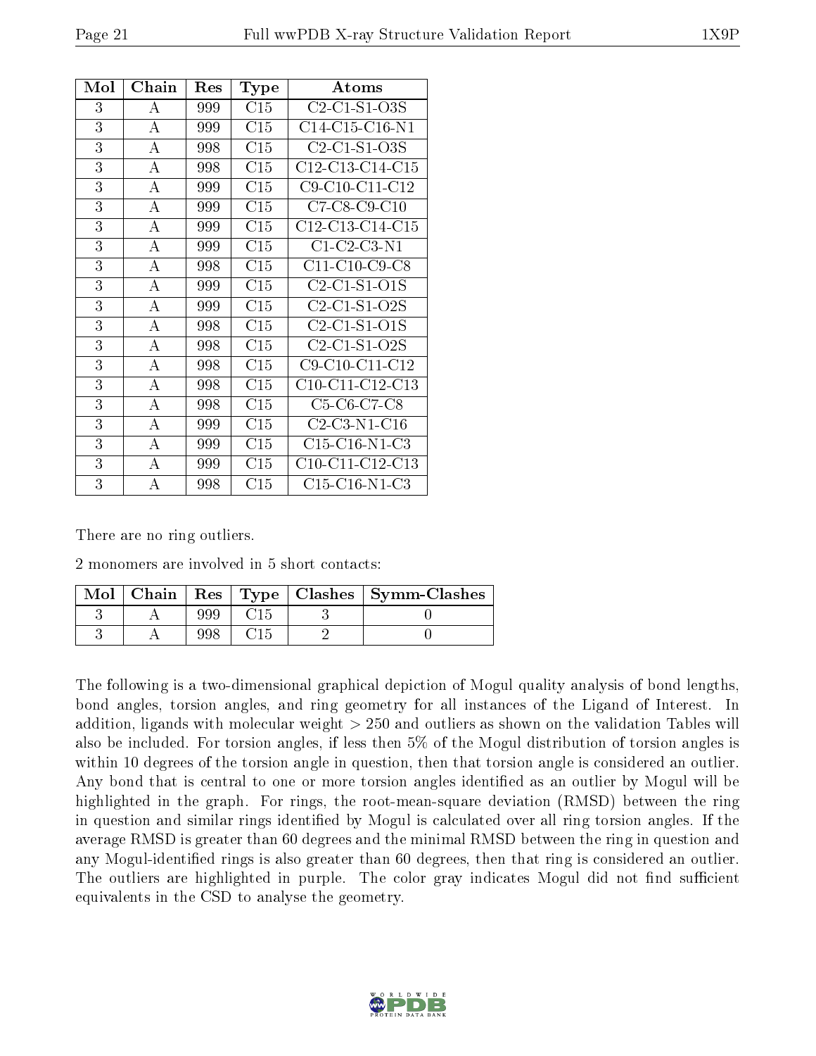| Mol | Chain | Res | Type | Atoms |
|---|---|---|---|---|
| 3 | A | 999 | C15 | C2-C1-S1-O3S |
| 3 | A | 999 | C15 | C14-C15-C16-N1 |
| 3 | A | 998 | C15 | C2-C1-S1-O3S |
| 3 | A | 998 | C15 | C12-C13-C14-C15 |
| 3 | A | 999 | C15 | C9-C10-C11-C12 |
| 3 | A | 999 | C15 | C7-C8-C9-C10 |
| 3 | A | 999 | C15 | C12-C13-C14-C15 |
| 3 | A | 999 | C15 | C1-C2-C3-N1 |
| 3 | A | 998 | C15 | C11-C10-C9-C8 |
| 3 | A | 999 | C15 | C2-C1-S1-O1S |
| 3 | A | 999 | C15 | C2-C1-S1-O2S |
| 3 | A | 998 | C15 | C2-C1-S1-O1S |
| 3 | A | 998 | C15 | C2-C1-S1-O2S |
| 3 | A | 998 | C15 | C9-C10-C11-C12 |
| 3 | A | 998 | C15 | C10-C11-C12-C13 |
| 3 | A | 998 | C15 | C5-C6-C7-C8 |
| 3 | A | 999 | C15 | C2-C3-N1-C16 |
| 3 | A | 999 | C15 | C15-C16-N1-C3 |
| 3 | A | 999 | C15 | C10-C11-C12-C13 |
| 3 | A | 998 | C15 | C15-C16-N1-C3 |

There are no ring outliers.

2 monomers are involved in 5 short contacts:

| Mol | Chain | Res | Type | Clashes | Symm-Clashes |
|---|---|---|---|---|---|
| 3 | A | 999 | C15 | 3 | 0 |
| 3 | A | 998 | C15 | 2 | 0 |

The following is a two-dimensional graphical depiction of Mogul quality analysis of bond lengths, bond angles, torsion angles, and ring geometry for all instances of the Ligand of Interest. In addition, ligands with molecular weight > 250 and outliers as shown on the validation Tables will also be included. For torsion angles, if less then 5% of the Mogul distribution of torsion angles is within 10 degrees of the torsion angle in question, then that torsion angle is considered an outlier. Any bond that is central to one or more torsion angles identified as an outlier by Mogul will be highlighted in the graph. For rings, the root-mean-square deviation (RMSD) between the ring in question and similar rings identified by Mogul is calculated over all ring torsion angles. If the average RMSD is greater than 60 degrees and the minimal RMSD between the ring in question and any Mogul-identified rings is also greater than 60 degrees, then that ring is considered an outlier. The outliers are highlighted in purple. The color gray indicates Mogul did not find sufficient equivalents in the CSD to analyse the geometry.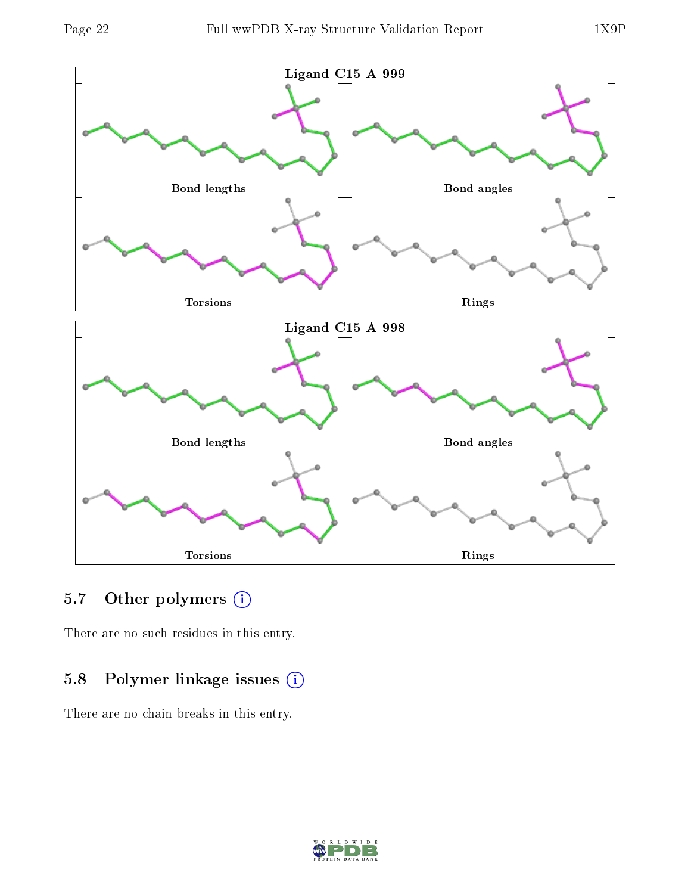Ligand C15 A 999

Bond lengths

Bond angles

Torsions

Rings

Ligand C15 A 998

Bond lengths

Bond angles

Torsions

Rings

## 5.7 Other polymers

There are no such residues in this entry.

## 5.8 Polymer linkage issues

There are no chain breaks in this entry.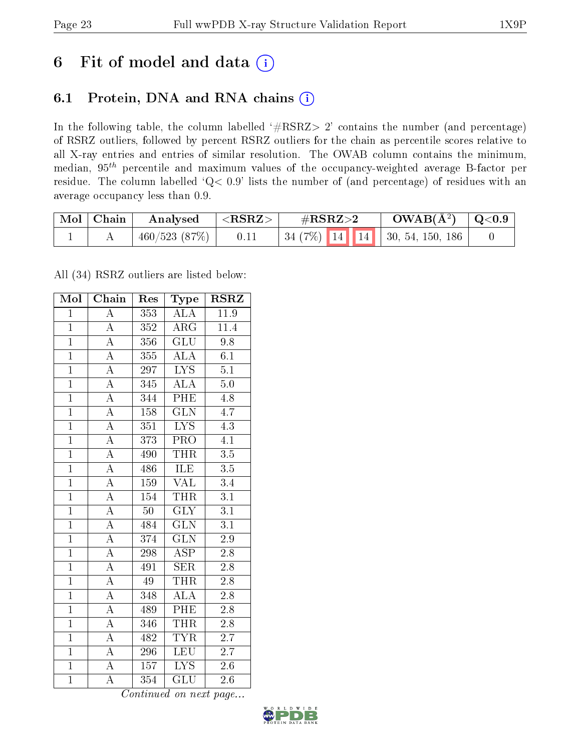# 6 Fit of model and data

## 6.1 Protein, DNA and RNA chains

In the following table, the column labelled '#RSRZ> 2' contains the number (and percentage) of RSRZ outliers, followed by percent RSRZ outliers for the chain as percentile scores relative to all X-ray entries and entries of similar resolution. The OWAB column contains the minimum, median, $95^{th}$ percentile and maximum values of the occupancy-weighted average B-factor per residue. The column labelled 'Q< 0.9' lists the number of (and percentage) of residues with an average occupancy less than 0.9.

| Mol | Chain | Analysed | <RSRZ> | #RSRZ>2 | | | OWAB(Å$^2$) | Q<0.9 |
|---|---|---|---|---|---|---|---|---|
| 1 | A | 460/523 (87%) | 0.11 | 34 (7%) | 14 | 14 | 30, 54, 150, 186 | 0 |

All (34) RSRZ outliers are listed below:

| Mol | Chain | Res | Type | RSRZ |
|---|---|---|---|---|
| 1 | A | 353 | ALA | 11.9 |
| 1 | A | 352 | ARG | 11.4 |
| 1 | A | 356 | GLU | 9.8 |
| 1 | A | 355 | ALA | 6.1 |
| 1 | A | 297 | LYS | 5.1 |
| 1 | A | 345 | ALA | 5.0 |
| 1 | A | 344 | PHE | 4.8 |
| 1 | A | 158 | GLN | 4.7 |
| 1 | A | 351 | LYS | 4.3 |
| 1 | A | 373 | PRO | 4.1 |
| 1 | A | 490 | THR | 3.5 |
| 1 | A | 486 | ILE | 3.5 |
| 1 | A | 159 | VAL | 3.4 |
| 1 | A | 154 | THR | 3.1 |
| 1 | A | 50 | GLY | 3.1 |
| 1 | A | 484 | GLN | 3.1 |
| 1 | A | 374 | GLN | 2.9 |
| 1 | A | 298 | ASP | 2.8 |
| 1 | A | 491 | SER | 2.8 |
| 1 | A | 49 | THR | 2.8 |
| 1 | A | 348 | ALA | 2.8 |
| 1 | A | 489 | PHE | 2.8 |
| 1 | A | 346 | THR | 2.8 |
| 1 | A | 482 | TYR | 2.7 |
| 1 | A | 296 | LEU | 2.7 |
| 1 | A | 157 | LYS | 2.6 |
| 1 | A | 354 | GLU | 2.6 |

*Continued on next page...*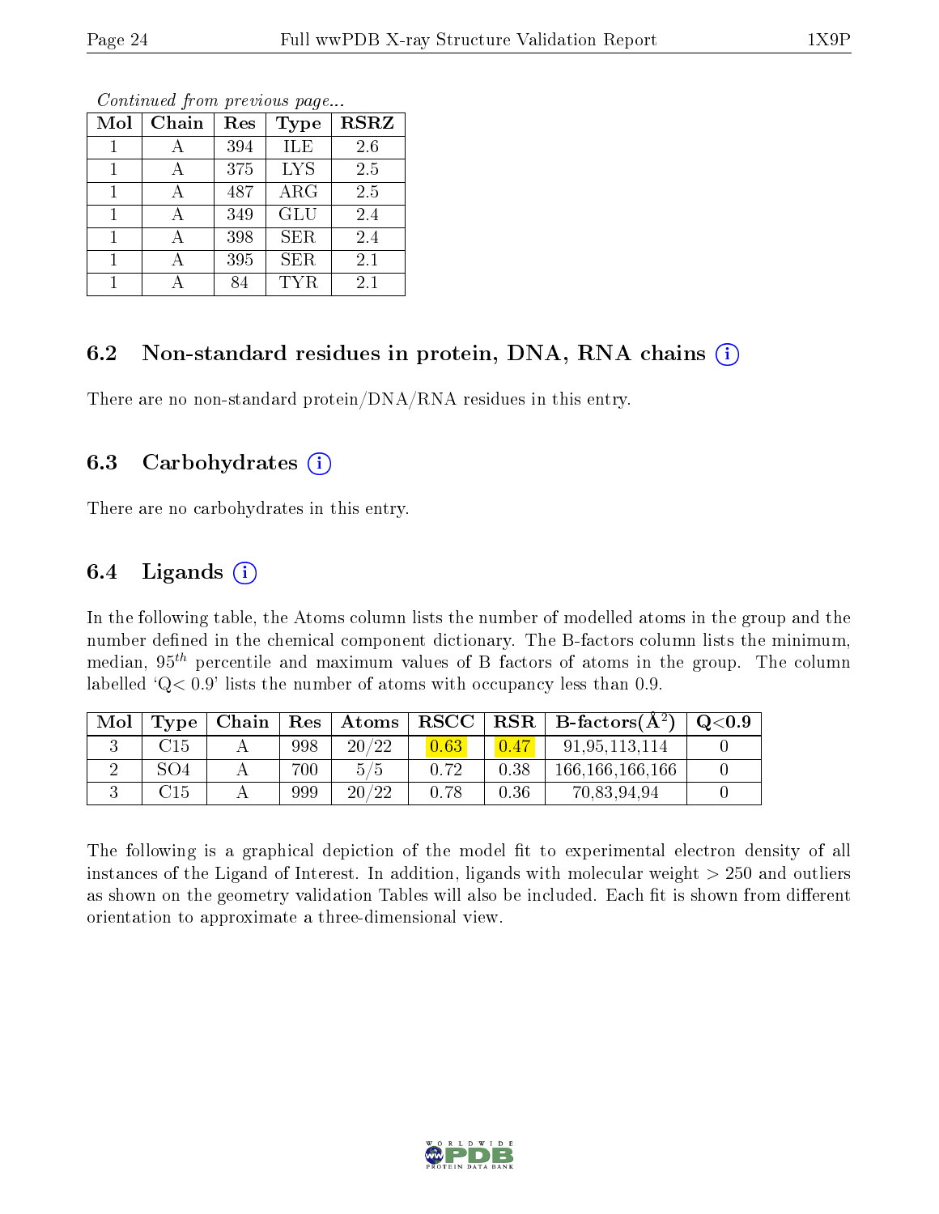*Continued from previous page...*

| Mol | Chain | Res | Type | RSRZ |
|---|---|---|---|---|
| 1 | A | 394 | ILE | 2.6 |
| 1 | A | 375 | LYS | 2.5 |
| 1 | A | 487 | ARG | 2.5 |
| 1 | A | 349 | GLU | 2.4 |
| 1 | A | 398 | SER | 2.4 |
| 1 | A | 395 | SER | 2.1 |
| 1 | A | 84 | TYR | 2.1 |

## 6.2 Non-standard residues in protein, DNA, RNA chains (i)

There are no non-standard protein/DNA/RNA residues in this entry.

## 6.3 Carbohydrates (i)

There are no carbohydrates in this entry.

## 6.4 Ligands (i)

In the following table, the Atoms column lists the number of modelled atoms in the group and the number defined in the chemical component dictionary. The B-factors column lists the minimum, median, $95^{th}$ percentile and maximum values of B factors of atoms in the group. The column labelled 'Q< 0.9' lists the number of atoms with occupancy less than 0.9.

| Mol | Type | Chain | Res | Atoms | RSCC | RSR | B-factors(Å$^2$) | Q<0.9 |
|---|---|---|---|---|---|---|---|---|
| 3 | C15 | A | 998 | 20/22 | 0.63 | 0.47 | 91,95,113,114 | 0 |
| 2 | SO4 | A | 700 | 5/5 | 0.72 | 0.38 | 166,166,166,166 | 0 |
| 3 | C15 | A | 999 | 20/22 | 0.78 | 0.36 | 70,83,94,94 | 0 |

The following is a graphical depiction of the model fit to experimental electron density of all instances of the Ligand of Interest. In addition, ligands with molecular weight > 250 and outliers as shown on the geometry validation Tables will also be included. Each fit is shown from different orientation to approximate a three-dimensional view.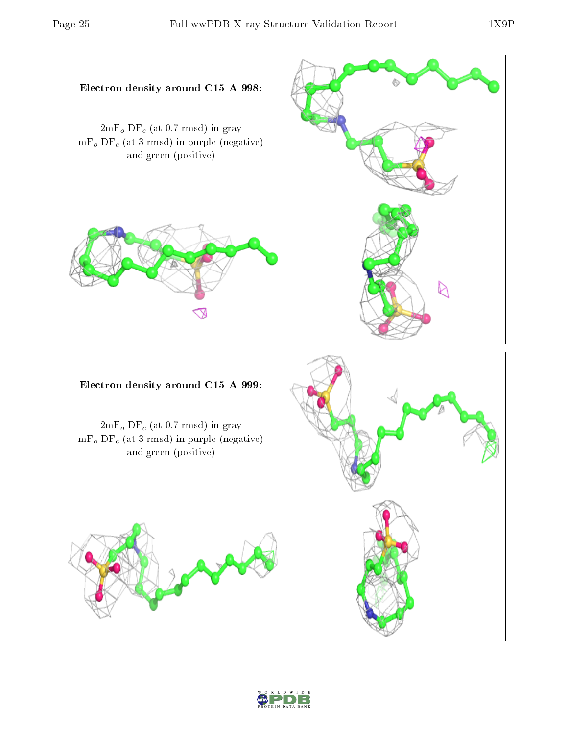**Electron density around C15 A 998:**

$2mF_o$-$DF_c$ (at 0.7 rmsd) in gray
$mF_o$-$DF_c$ (at 3 rmsd) in purple (negative)
and green (positive)

**Electron density around C15 A 999:**

$2mF_o$-$DF_c$ (at 0.7 rmsd) in gray
$mF_o$-$DF_c$ (at 3 rmsd) in purple (negative)
and green (positive)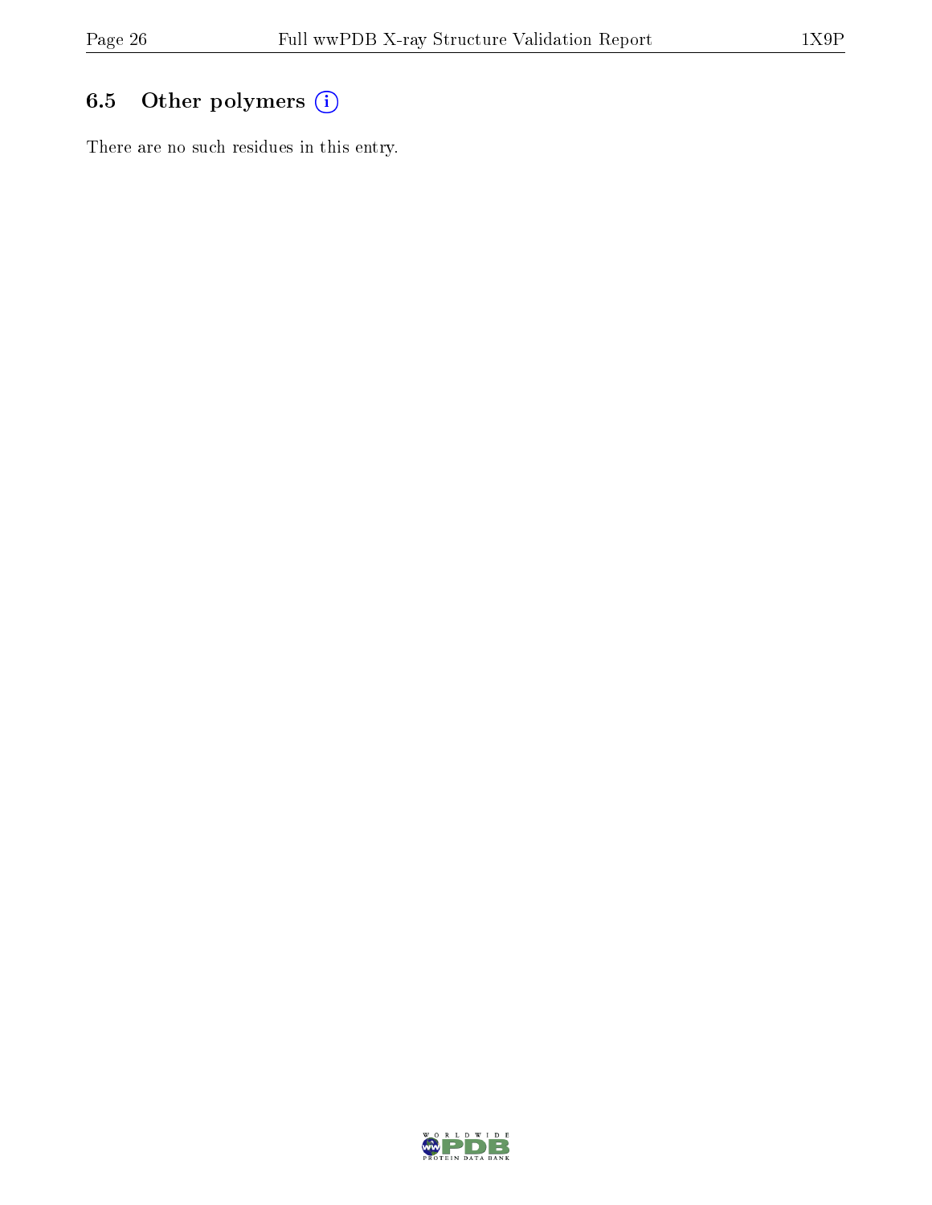### 6.5 Other polymers

There are no such residues in this entry.